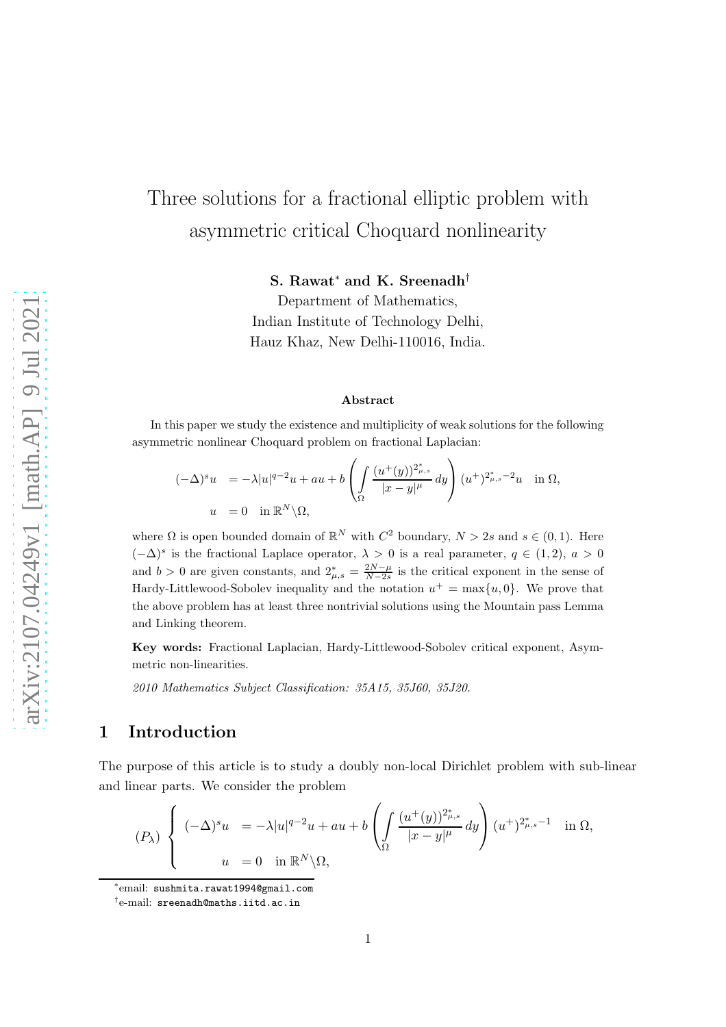# Three solutions for a fractional elliptic problem with asymmetric critical Choquard nonlinearity

**S. Rawat[*] and K. Sreenadh[†]**

Department of Mathematics,
Indian Institute of Technology Delhi,
Hauz Khaz, New Delhi-110016, India.

### Abstract

In this paper we study the existence and multiplicity of weak solutions for the following asymmetric nonlinear Choquard problem on fractional Laplacian:

$$
\begin{aligned}
(-\Delta)^s u &= -\lambda |u|^{q-2}u + au + b\left(\int\limits_{\Omega} \frac{(u^+(y))^{2^*_{\mu,s}}}{|x-y|^{\mu}}\,dy\right)(u^+)^{2^*_{\mu,s}-2}u \quad \text{in } \Omega,\\
u &= 0 \quad \text{in } \mathbb{R}^N\backslash\Omega,
\end{aligned}
$$

where $\Omega$ is open bounded domain of $\mathbb{R}^N$ with $C^2$ boundary, $N > 2s$ and $s \in (0,1)$. Here $(-\Delta)^s$ is the fractional Laplace operator, $\lambda > 0$ is a real parameter, $q \in (1,2)$, $a > 0$ and $b > 0$ are given constants, and $2^*_{\mu,s} = \frac{2N-\mu}{N-2s}$ is the critical exponent in the sense of Hardy-Littlewood-Sobolev inequality and the notation $u^+ = \max\{u, 0\}$. We prove that the above problem has at least three nontrivial solutions using the Mountain pass Lemma and Linking theorem.

**Key words:** Fractional Laplacian, Hardy-Littlewood-Sobolev critical exponent, Asymmetric non-linearities.

*2010 Mathematics Subject Classification: 35A15, 35J60, 35J20.*

## 1 Introduction

The purpose of this article is to study a doubly non-local Dirichlet problem with sub-linear and linear parts. We consider the problem

$$
(P_\lambda)\;
\begin{cases}
(-\Delta)^s u = -\lambda |u|^{q-2}u + au + b\left(\int\limits_{\Omega} \frac{(u^+(y))^{2^*_{\mu,s}}}{|x-y|^{\mu}}\,dy\right)(u^+)^{2^*_{\mu,s}-1} & \text{in } \Omega,\\
u = 0 \quad \text{in } \mathbb{R}^N\backslash\Omega,
\end{cases}
$$

---

[*]email: sushmita.rawat1994@gmail.com

[†]e-mail: sreenadh@maths.iitd.ac.in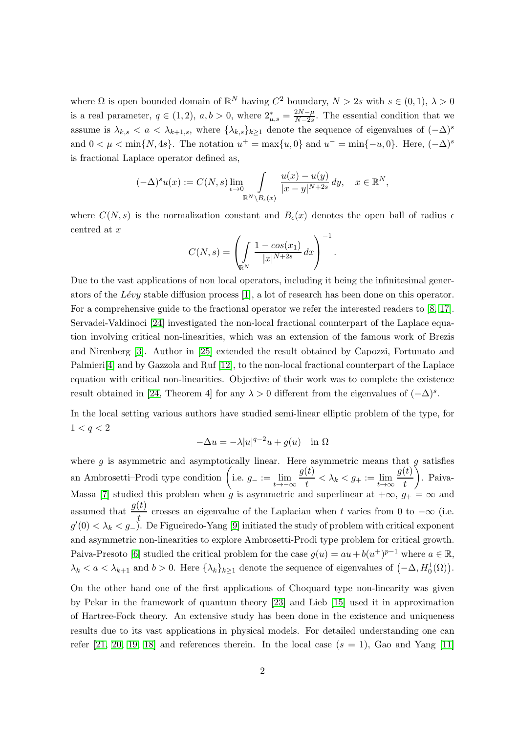where $\Omega$ is open bounded domain of $\mathbb{R}^N$ having $C^2$ boundary, $N > 2s$ with $s \in (0,1)$, $\lambda > 0$ is a real parameter, $q \in (1,2)$, $a, b > 0$, where $2^*_{\mu,s} = \frac{2N-\mu}{N-2s}$. The essential condition that we assume is $\lambda_{k,s} < a < \lambda_{k+1,s}$, where $\{\lambda_{k,s}\}_{k\geq 1}$ denote the sequence of eigenvalues of $(-\Delta)^s$ and $0 < \mu < \min\{N, 4s\}$. The notation $u^+ = \max\{u, 0\}$ and $u^- = \min\{-u, 0\}$. Here, $(-\Delta)^s$ is fractional Laplace operator defined as,

$$(-\Delta)^s u(x) := C(N,s) \lim_{\epsilon \to 0} \int\limits_{\mathbb{R}^N \setminus B_\epsilon(x)} \frac{u(x) - u(y)}{|x-y|^{N+2s}}\, dy, \quad x \in \mathbb{R}^N,$$

where $C(N,s)$ is the normalization constant and $B_\epsilon(x)$ denotes the open ball of radius $\epsilon$ centred at $x$

$$C(N,s) = \left( \int\limits_{\mathbb{R}^N} \frac{1 - cos(x_1)}{|x|^{N+2s}}\, dx \right)^{-1}.$$

Due to the vast applications of non local operators, including it being the infinitesimal generators of the *Lévy* stable diffusion process [1], a lot of research has been done on this operator. For a comprehensive guide to the fractional operator we refer the interested readers to [8, 17]. Servadei-Valdinoci [24] investigated the non-local fractional counterpart of the Laplace equation involving critical non-linearities, which was an extension of the famous work of Brezis and Nirenberg [3]. Author in [25] extended the result obtained by Capozzi, Fortunato and Palmieri[4] and by Gazzola and Ruf [12], to the non-local fractional counterpart of the Laplace equation with critical non-linearities. Objective of their work was to complete the existence result obtained in [24, Theorem 4] for any $\lambda > 0$ different from the eigenvalues of $(-\Delta)^s$.

In the local setting various authors have studied semi-linear elliptic problem of the type, for $1 < q < 2$

$$-\Delta u = -\lambda |u|^{q-2} u + g(u) \quad \text{in } \Omega$$

where $g$ is asymmetric and asymptotically linear. Here asymmetric means that $g$ satisfies an Ambrosetti–Prodi type condition $\left(\text{i.e. } g_- := \lim\limits_{t \to -\infty} \frac{g(t)}{t} < \lambda_k < g_+ := \lim\limits_{t \to \infty} \frac{g(t)}{t}\right)$. Paiva-Massa [7] studied this problem when $g$ is asymmetric and superlinear at $+\infty$, $g_+ = \infty$ and assumed that $\frac{g(t)}{t}$ crosses an eigenvalue of the Laplacian when $t$ varies from 0 to $-\infty$ (i.e. $g'(0) < \lambda_k < g_-$). De Figueiredo-Yang [9] initiated the study of problem with critical exponent and asymmetric non-linearities to explore Ambrosetti-Prodi type problem for critical growth. Paiva-Presoto [6] studied the critical problem for the case $g(u) = au + b(u^+)^{p-1}$ where $a \in \mathbb{R}$, $\lambda_k < a < \lambda_{k+1}$ and $b > 0$. Here $\{\lambda_k\}_{k\geq 1}$ denote the sequence of eigenvalues of $\left(-\Delta, H^1_0(\Omega)\right)$.

On the other hand one of the first applications of Choquard type non-linearity was given by Pekar in the framework of quantum theory [23] and Lieb [15] used it in approximation of Hartree-Fock theory. An extensive study has been done in the existence and uniqueness results due to its vast applications in physical models. For detailed understanding one can refer [21, 20, 19, 18] and references therein. In the local case ($s = 1$), Gao and Yang [11]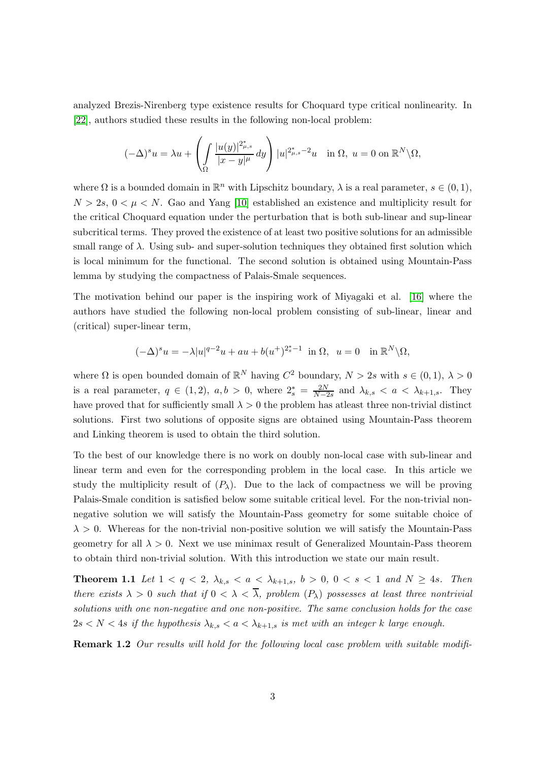analyzed Brezis-Nirenberg type existence results for Choquard type critical nonlinearity. In [22], authors studied these results in the following non-local problem:

$$(-\Delta)^s u = \lambda u + \left( \int\limits_{\Omega} \frac{|u(y)|^{2^*_{\mu,s}}}{|x-y|^{\mu}}\, dy \right) |u|^{2^*_{\mu,s}-2} u \quad \text{in } \Omega,\ u = 0 \text{ on } \mathbb{R}^N \backslash \Omega,$$

where $\Omega$ is a bounded domain in $\mathbb{R}^n$ with Lipschitz boundary, $\lambda$ is a real parameter, $s \in (0,1)$, $N > 2s$, $0 < \mu < N$. Gao and Yang [10] established an existence and multiplicity result for the critical Choquard equation under the perturbation that is both sub-linear and sup-linear subcritical terms. They proved the existence of at least two positive solutions for an admissible small range of $\lambda$. Using sub- and super-solution techniques they obtained first solution which is local minimum for the functional. The second solution is obtained using Mountain-Pass lemma by studying the compactness of Palais-Smale sequences.

The motivation behind our paper is the inspiring work of Miyagaki et al. [16] where the authors have studied the following non-local problem consisting of sub-linear, linear and (critical) super-linear term,

$$(-\Delta)^s u = -\lambda |u|^{q-2} u + au + b(u^+)^{2^*_s - 1} \text{ in } \Omega, \quad u = 0 \quad \text{in } \mathbb{R}^N \backslash \Omega,$$

where $\Omega$ is open bounded domain of $\mathbb{R}^N$ having $C^2$ boundary, $N > 2s$ with $s \in (0,1)$, $\lambda > 0$ is a real parameter, $q \in (1,2)$, $a, b > 0$, where $2^*_s = \frac{2N}{N-2s}$ and $\lambda_{k,s} < a < \lambda_{k+1,s}$. They have proved that for sufficiently small $\lambda > 0$ the problem has atleast three non-trivial distinct solutions. First two solutions of opposite signs are obtained using Mountain-Pass theorem and Linking theorem is used to obtain the third solution.

To the best of our knowledge there is no work on doubly non-local case with sub-linear and linear term and even for the corresponding problem in the local case. In this article we study the multiplicity result of $(P_\lambda)$. Due to the lack of compactness we will be proving Palais-Smale condition is satisfied below some suitable critical level. For the non-trivial non-negative solution we will satisfy the Mountain-Pass geometry for some suitable choice of $\lambda > 0$. Whereas for the non-trivial non-positive solution we will satisfy the Mountain-Pass geometry for all $\lambda > 0$. Next we use minimax result of Generalized Mountain-Pass theorem to obtain third non-trivial solution. With this introduction we state our main result.

**Theorem 1.1** *Let $1 < q < 2$, $\lambda_{k,s} < a < \lambda_{k+1,s}$, $b > 0$, $0 < s < 1$ and $N \geq 4s$. Then there exists $\lambda > 0$ such that if $0 < \lambda < \overline{\lambda}$, problem $(P_\lambda)$ possesses at least three nontrivial solutions with one non-negative and one non-positive. The same conclusion holds for the case $2s < N < 4s$ if the hypothesis $\lambda_{k,s} < a < \lambda_{k+1,s}$ is met with an integer $k$ large enough.*

**Remark 1.2** *Our results will hold for the following local case problem with suitable modifi-*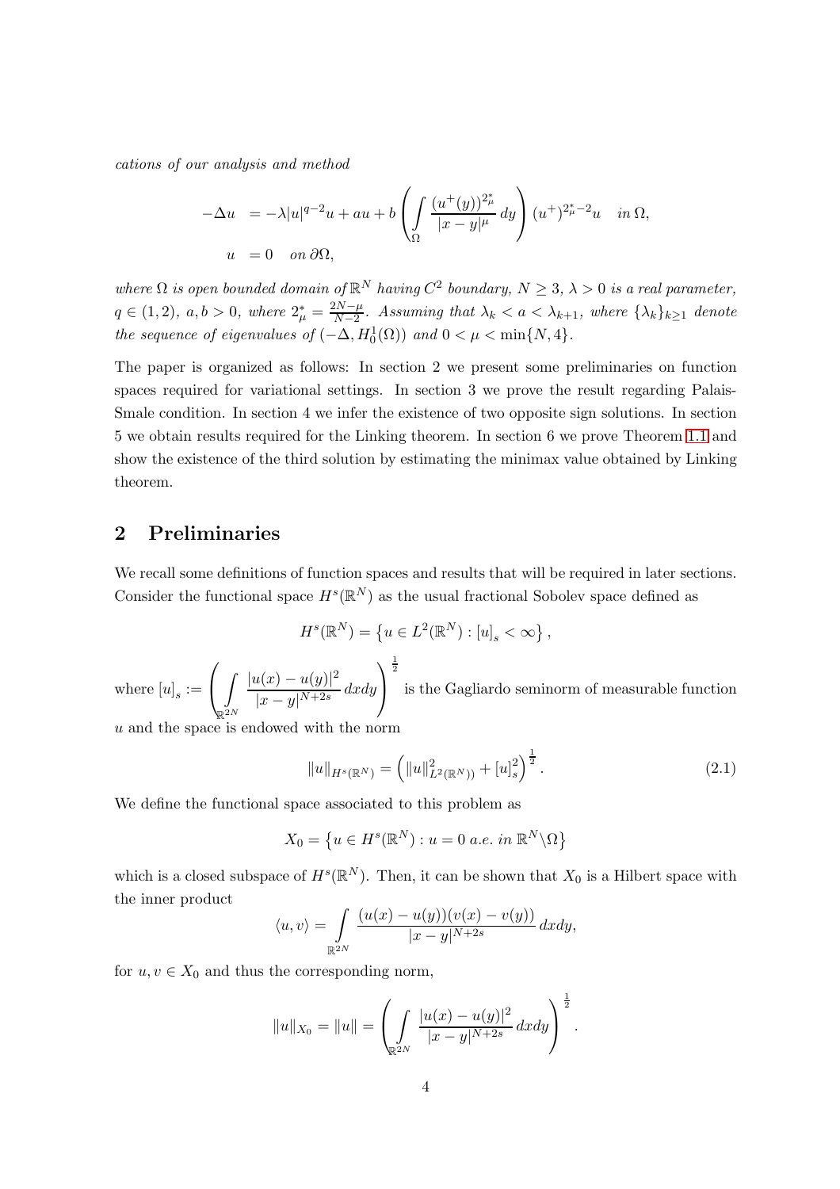*cations of our analysis and method*

$$
\begin{aligned}
-\Delta u \; &= -\lambda |u|^{q-2}u + au + b\left(\int\limits_{\Omega} \frac{(u^+(y))^{2^*_\mu}}{|x-y|^{\mu}}\,dy\right)(u^+)^{2^*_\mu-2}u \quad \text{in } \Omega,\\
u \; &= 0 \quad \text{on } \partial\Omega,
\end{aligned}
$$

*where $\Omega$ is open bounded domain of $\mathbb{R}^N$ having $C^2$ boundary, $N \geq 3$, $\lambda > 0$ is a real parameter, $q \in (1,2)$, $a, b > 0$, where $2^*_\mu = \frac{2N-\mu}{N-2}$. Assuming that $\lambda_k < a < \lambda_{k+1}$, where $\{\lambda_k\}_{k\geq 1}$ denote the sequence of eigenvalues of $(-\Delta, H^1_0(\Omega))$ and $0 < \mu < \min\{N, 4\}$.*

The paper is organized as follows: In section 2 we present some preliminaries on function spaces required for variational settings. In section 3 we prove the result regarding Palais-Smale condition. In section 4 we infer the existence of two opposite sign solutions. In section 5 we obtain results required for the Linking theorem. In section 6 we prove Theorem 1.1 and show the existence of the third solution by estimating the minimax value obtained by Linking theorem.

## 2 Preliminaries

We recall some definitions of function spaces and results that will be required in later sections. Consider the functional space $H^s(\mathbb{R}^N)$ as the usual fractional Sobolev space defined as

$$
H^s(\mathbb{R}^N) = \left\{ u \in L^2(\mathbb{R}^N) : [u]_s < \infty \right\},
$$

where $[u]_s := \left( \int\limits_{\mathbb{R}^{2N}} \frac{|u(x)-u(y)|^2}{|x-y|^{N+2s}}\,dxdy \right)^{\frac{1}{2}}$ is the Gagliardo seminorm of measurable function $u$ and the space is endowed with the norm

$$
\|u\|_{H^s(\mathbb{R}^N)} = \left( \|u\|^2_{L^2(\mathbb{R}^N))} + [u]^2_s \right)^{\frac{1}{2}}. \tag{2.1}
$$

We define the functional space associated to this problem as

$$
X_0 = \left\{ u \in H^s(\mathbb{R}^N) : u = 0 \text{ } a.e. \text{ in } \mathbb{R}^N \backslash \Omega \right\}
$$

which is a closed subspace of $H^s(\mathbb{R}^N)$. Then, it can be shown that $X_0$ is a Hilbert space with the inner product

$$
\langle u, v \rangle = \int\limits_{\mathbb{R}^{2N}} \frac{(u(x)-u(y))(v(x)-v(y))}{|x-y|^{N+2s}}\,dxdy,
$$

for $u, v \in X_0$ and thus the corresponding norm,

$$
\|u\|_{X_0} = \|u\| = \left( \int\limits_{\mathbb{R}^{2N}} \frac{|u(x)-u(y)|^2}{|x-y|^{N+2s}}\,dxdy \right)^{\frac{1}{2}}.
$$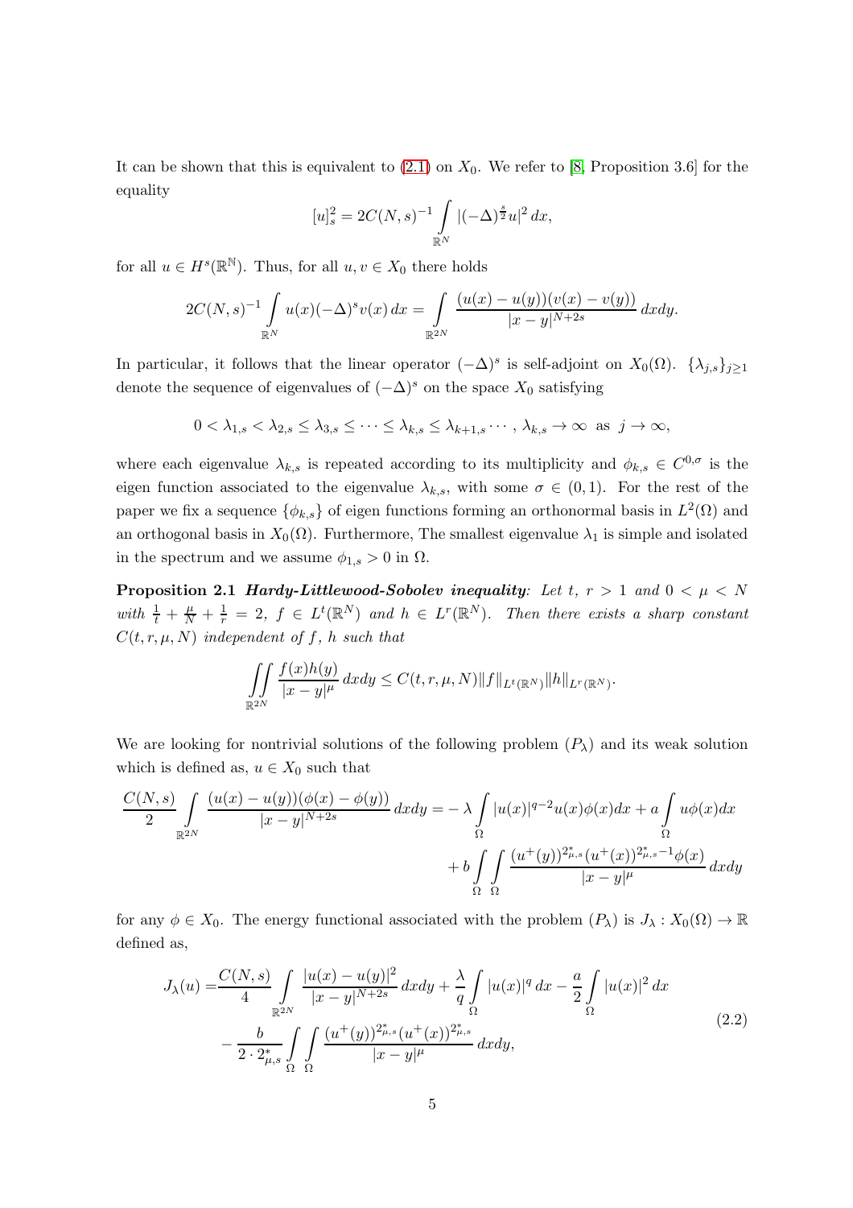It can be shown that this is equivalent to (2.1) on $X_0$. We refer to [8, Proposition 3.6] for the equality

$$[u]_s^2 = 2C(N,s)^{-1} \int_{\mathbb{R}^N} |(-\Delta)^{\frac{s}{2}} u|^2 \, dx,$$

for all $u \in H^s(\mathbb{R}^{\mathbb{N}})$. Thus, for all $u, v \in X_0$ there holds

$$2C(N,s)^{-1} \int_{\mathbb{R}^N} u(x)(-\Delta)^s v(x)\, dx = \int_{\mathbb{R}^{2N}} \frac{(u(x)-u(y))(v(x)-v(y))}{|x-y|^{N+2s}}\, dxdy.$$

In particular, it follows that the linear operator $(-\Delta)^s$ is self-adjoint on $X_0(\Omega)$. $\{\lambda_{j,s}\}_{j\geq 1}$ denote the sequence of eigenvalues of $(-\Delta)^s$ on the space $X_0$ satisfying

$$0 < \lambda_{1,s} < \lambda_{2,s} \leq \lambda_{3,s} \leq \cdots \leq \lambda_{k,s} \leq \lambda_{k+1,s} \cdots,\ \lambda_{k,s} \to \infty \text{ as } j \to \infty,$$

where each eigenvalue $\lambda_{k,s}$ is repeated according to its multiplicity and $\phi_{k,s} \in C^{0,\sigma}$ is the eigen function associated to the eigenvalue $\lambda_{k,s}$, with some $\sigma \in (0,1)$. For the rest of the paper we fix a sequence $\{\phi_{k,s}\}$ of eigen functions forming an orthonormal basis in $L^2(\Omega)$ and an orthogonal basis in $X_0(\Omega)$. Furthermore, The smallest eigenvalue $\lambda_1$ is simple and isolated in the spectrum and we assume $\phi_{1,s} > 0$ in $\Omega$.

**Proposition 2.1** ***Hardy-Littlewood-Sobolev inequality***: *Let $t,\ r > 1$ and $0 < \mu < N$ with $\frac{1}{t} + \frac{\mu}{N} + \frac{1}{r} = 2$, $f \in L^t(\mathbb{R}^N)$ and $h \in L^r(\mathbb{R}^N)$. Then there exists a sharp constant $C(t, r, \mu, N)$ independent of $f$, $h$ such that*

$$\iint_{\mathbb{R}^{2N}} \frac{f(x)h(y)}{|x-y|^{\mu}}\, dxdy \leq C(t,r,\mu,N)\|f\|_{L^t(\mathbb{R}^N)}\|h\|_{L^r(\mathbb{R}^N)}.$$

We are looking for nontrivial solutions of the following problem $(P_\lambda)$ and its weak solution which is defined as, $u \in X_0$ such that

$$\begin{aligned}\frac{C(N,s)}{2}\int_{\mathbb{R}^{2N}} \frac{(u(x)-u(y))(\phi(x)-\phi(y))}{|x-y|^{N+2s}}\, dxdy =& -\lambda\int_{\Omega} |u(x)|^{q-2}u(x)\phi(x)dx + a\int_{\Omega} u\phi(x)dx \\ &+ b\int_{\Omega}\int_{\Omega} \frac{(u^+(y))^{2^*_{\mu,s}}(u^+(x))^{2^*_{\mu,s}-1}\phi(x)}{|x-y|^{\mu}}\, dxdy\end{aligned}$$

for any $\phi \in X_0$. The energy functional associated with the problem $(P_\lambda)$ is $J_\lambda : X_0(\Omega) \to \mathbb{R}$ defined as,

$$\begin{aligned}J_\lambda(u) =& \frac{C(N,s)}{4}\int_{\mathbb{R}^{2N}} \frac{|u(x)-u(y)|^2}{|x-y|^{N+2s}}\, dxdy + \frac{\lambda}{q}\int_{\Omega} |u(x)|^q\, dx - \frac{a}{2}\int_{\Omega} |u(x)|^2\, dx \\ &- \frac{b}{2\cdot 2^*_{\mu,s}}\int_{\Omega}\int_{\Omega} \frac{(u^+(y))^{2^*_{\mu,s}}(u^+(x))^{2^*_{\mu,s}}}{|x-y|^{\mu}}\, dxdy,\end{aligned} \tag{2.2}$$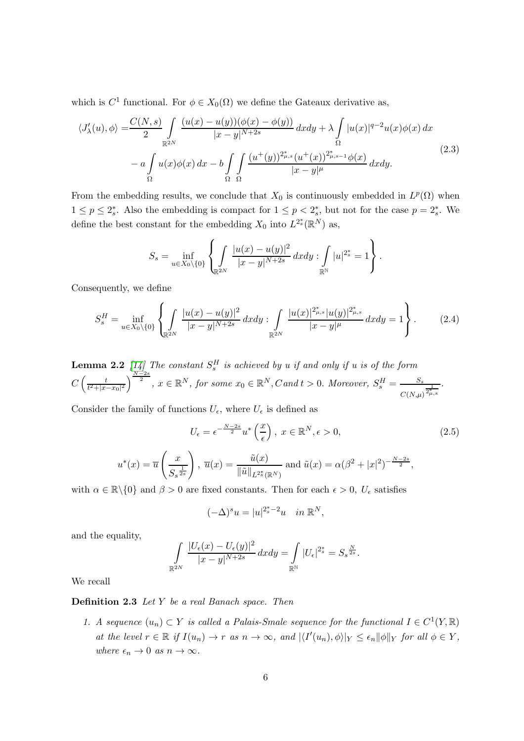which is $C^1$ functional. For $\phi \in X_0(\Omega)$ we define the Gateaux derivative as,

$$
\begin{aligned}
\langle J_\lambda'(u), \phi\rangle =& \frac{C(N,s)}{2} \int\limits_{\mathbb{R}^{2N}} \frac{(u(x)-u(y))(\phi(x)-\phi(y))}{|x-y|^{N+2s}}\, dxdy + \lambda \int\limits_{\Omega} |u(x)|^{q-2}u(x)\phi(x)\, dx \\
& - a\int\limits_{\Omega} u(x)\phi(x)\, dx - b\int\limits_{\Omega}\int\limits_{\Omega} \frac{(u^+(y))^{2^*_{\mu,s}}(u^+(x))^{2^*_{\mu,s}-1}\phi(x)}{|x-y|^{\mu}}\, dxdy.
\end{aligned} \tag{2.3}
$$

From the embedding results, we conclude that $X_0$ is continuously embedded in $L^p(\Omega)$ when $1 \le p \le 2^*_s$. Also the embedding is compact for $1 \le p < 2^*_s$, but not for the case $p = 2^*_s$. We define the best constant for the embedding $X_0$ into $L^{2^*_s}(\mathbb{R}^N)$ as,

$$
S_s = \inf_{u\in X_0\backslash\{0\}} \left\{ \int\limits_{\mathbb{R}^{2N}} \frac{|u(x)-u(y)|^2}{|x-y|^{N+2s}}\, dxdy : \int\limits_{\mathbb{R}^{\mathbb{N}}} |u|^{2^*_s} = 1 \right\}.
$$

Consequently, we define

$$
S_s^H = \inf_{u\in X_0\backslash\{0\}} \left\{ \int\limits_{\mathbb{R}^{2N}} \frac{|u(x)-u(y)|^2}{|x-y|^{N+2s}}\, dxdy : \int\limits_{\mathbb{R}^{2N}} \frac{|u(x)|^{2^*_{\mu,s}}|u(y)|^{2^*_{\mu,s}}}{|x-y|^{\mu}}\, dxdy = 1 \right\}. \tag{2.4}
$$

**Lemma 2.2** *[14] The constant $S_s^H$ is achieved by $u$ if and only if $u$ is of the form $C\left(\frac{t}{t^2+|x-x_0|^2}\right)^{\frac{N-2s}{2}}$, $x \in \mathbb{R}^N$, for some $x_0 \in \mathbb{R}^N, C$ and $t > 0$. Moreover, $S_s^H = \frac{S_s}{C(N,\mu)^{\frac{1}{2^*_{\mu,s}}}}$.*

Consider the family of functions $U_\epsilon$, where $U_\epsilon$ is defined as

$$
U_\epsilon = \epsilon^{-\frac{N-2s}{2}} u^*\left(\frac{x}{\epsilon}\right),\ x \in \mathbb{R}^N, \epsilon > 0, \tag{2.5}
$$

$$
u^*(x) = \overline{u}\left(\frac{x}{S_s^{\frac{1}{2s}}}\right),\ \overline{u}(x) = \frac{\tilde{u}(x)}{\|\tilde{u}\|_{L^{2^*_s}(\mathbb{R}^N)}} \text{ and } \tilde{u}(x) = \alpha(\beta^2+|x|^2)^{-\frac{N-2s}{2}},
$$

with $\alpha \in \mathbb{R}\backslash\{0\}$ and $\beta > 0$ are fixed constants. Then for each $\epsilon > 0$, $U_\epsilon$ satisfies

$$
(-\Delta)^s u = |u|^{2^*_s-2}u \quad in\ \mathbb{R}^N,
$$

and the equality,

$$
\int\limits_{\mathbb{R}^{2N}} \frac{|U_\epsilon(x)-U_\epsilon(y)|^2}{|x-y|^{N+2s}}\, dxdy = \int\limits_{\mathbb{R}^{\mathbb{N}}} |U_\epsilon|^{2^*_s} = S_s^{\frac{N}{2s}}.
$$

We recall

**Definition 2.3** *Let $Y$ be a real Banach space. Then*

1. *A sequence $(u_n) \subset Y$ is called a Palais-Smale sequence for the functional $I \in C^1(Y,\mathbb{R})$ at the level $r \in \mathbb{R}$ if $I(u_n) \to r$ as $n \to \infty$, and $|\langle I'(u_n), \phi\rangle|_Y \le \epsilon_n \|\phi\|_Y$ for all $\phi \in Y$, where $\epsilon_n \to 0$ as $n \to \infty$.*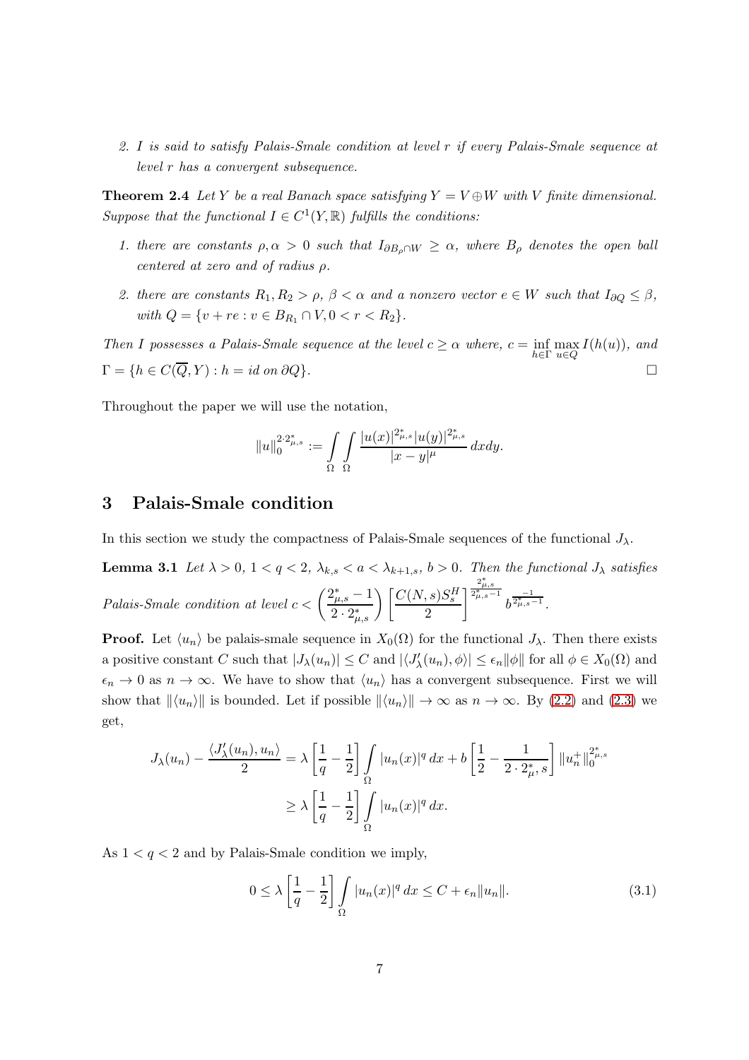2. $I$ is said to satisfy Palais-Smale condition at level $r$ if every Palais-Smale sequence at level $r$ has a convergent subsequence.

**Theorem 2.4** *Let $Y$ be a real Banach space satisfying $Y = V \oplus W$ with $V$ finite dimensional. Suppose that the functional $I \in C^1(Y, \mathbb{R})$ fulfills the conditions:*

1. *there are constants $\rho, \alpha > 0$ such that $I_{\partial B_\rho \cap W} \geq \alpha$, where $B_\rho$ denotes the open ball centered at zero and of radius $\rho$.*
2. *there are constants $R_1, R_2 > \rho$, $\beta < \alpha$ and a nonzero vector $e \in W$ such that $I_{\partial Q} \leq \beta$, with $Q = \{v + re : v \in B_{R_1} \cap V, 0 < r < R_2\}$.*

*Then $I$ possesses a Palais-Smale sequence at the level $c \geq \alpha$ where, $c = \inf\limits_{h \in \Gamma} \max\limits_{u \in Q} I(h(u))$, and $\Gamma = \{h \in C(\overline{Q}, Y) : h = id \text{ on } \partial Q\}$.* □

Throughout the paper we will use the notation,

$$\|u\|_0^{2 \cdot 2^*_{\mu,s}} := \int\limits_\Omega \int\limits_\Omega \frac{|u(x)|^{2^*_{\mu,s}} |u(y)|^{2^*_{\mu,s}}}{|x-y|^\mu} \, dxdy.$$

## 3 Palais-Smale condition

In this section we study the compactness of Palais-Smale sequences of the functional $J_\lambda$.

**Lemma 3.1** *Let $\lambda > 0$, $1 < q < 2$, $\lambda_{k,s} < a < \lambda_{k+1,s}$, $b > 0$. Then the functional $J_\lambda$ satisfies Palais-Smale condition at level $c < \left( \dfrac{2^*_{\mu,s} - 1}{2 \cdot 2^*_{\mu,s}} \right) \left[ \dfrac{C(N,s) S_s^H}{2} \right]^{\frac{2^*_{\mu,s}}{2^*_{\mu,s}-1}} b^{\frac{-1}{2^*_{\mu,s}-1}}$.*

**Proof.** Let $\langle u_n \rangle$ be palais-smale sequence in $X_0(\Omega)$ for the functional $J_\lambda$. Then there exists a positive constant $C$ such that $|J_\lambda(u_n)| \leq C$ and $|\langle J'_\lambda(u_n), \phi \rangle| \leq \epsilon_n \|\phi\|$ for all $\phi \in X_0(\Omega)$ and $\epsilon_n \to 0$ as $n \to \infty$. We have to show that $\langle u_n \rangle$ has a convergent subsequence. First we will show that $\|\langle u_n \rangle\|$ is bounded. Let if possible $\|\langle u_n \rangle\| \to \infty$ as $n \to \infty$. By (2.2) and (2.3) we get,

$$\begin{aligned}
J_\lambda(u_n) - \frac{\langle J'_\lambda(u_n), u_n \rangle}{2} &= \lambda \left[ \frac{1}{q} - \frac{1}{2} \right] \int\limits_\Omega |u_n(x)|^q \, dx + b \left[ \frac{1}{2} - \frac{1}{2 \cdot 2^*_{\mu}, s} \right] \|u_n^+\|_0^{2^*_{\mu,s}} \\
&\geq \lambda \left[ \frac{1}{q} - \frac{1}{2} \right] \int\limits_\Omega |u_n(x)|^q \, dx.
\end{aligned}$$

As $1 < q < 2$ and by Palais-Smale condition we imply,

$$0 \leq \lambda \left[ \frac{1}{q} - \frac{1}{2} \right] \int\limits_\Omega |u_n(x)|^q \, dx \leq C + \epsilon_n \|u_n\|. \tag{3.1}$$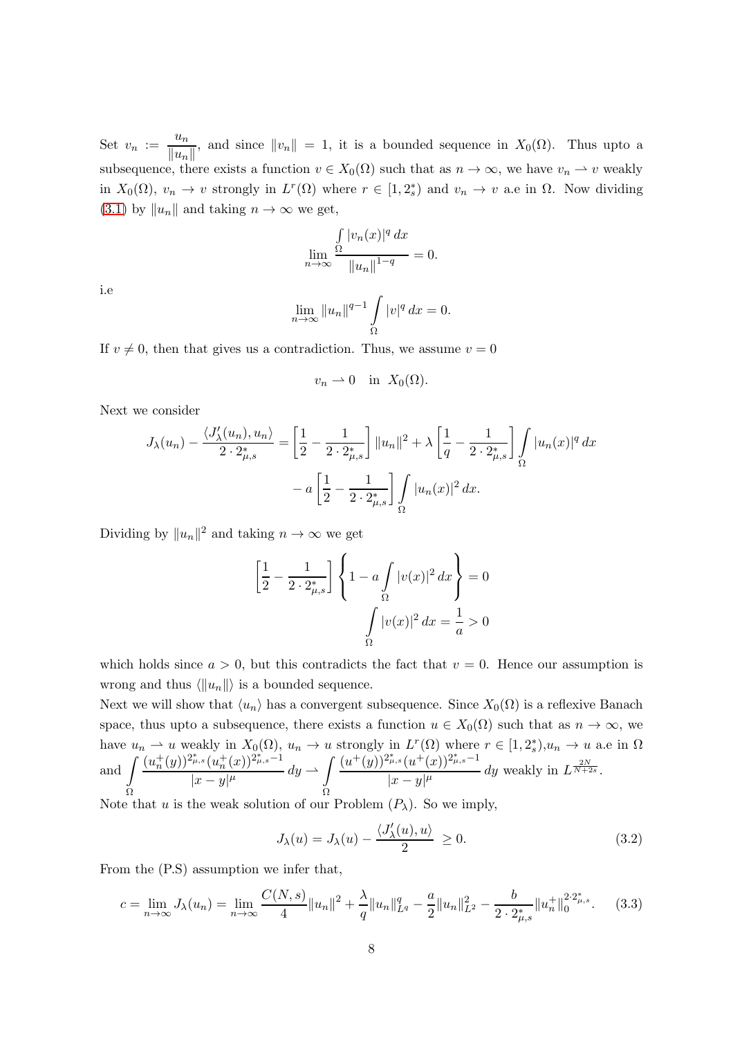Set $v_n := \dfrac{u_n}{\|u_n\|}$, and since $\|v_n\| = 1$, it is a bounded sequence in $X_0(\Omega)$. Thus upto a subsequence, there exists a function $v \in X_0(\Omega)$ such that as $n \to \infty$, we have $v_n \rightharpoonup v$ weakly in $X_0(\Omega)$, $v_n \to v$ strongly in $L^r(\Omega)$ where $r \in [1, 2_s^*)$ and $v_n \to v$ a.e in $\Omega$. Now dividing (3.1) by $\|u_n\|$ and taking $n \to \infty$ we get,

$$\lim_{n\to\infty} \frac{\int\limits_\Omega |v_n(x)|^q \, dx}{\|u_n\|^{1-q}} = 0.$$

i.e

$$\lim_{n\to\infty} \|u_n\|^{q-1} \int\limits_\Omega |v|^q \, dx = 0.$$

If $v \neq 0$, then that gives us a contradiction. Thus, we assume $v = 0$

$$v_n \rightharpoonup 0 \quad \text{in} \ \ X_0(\Omega).$$

Next we consider

$$\begin{aligned} J_\lambda(u_n) - \frac{\langle J_\lambda'(u_n), u_n\rangle}{2\cdot 2^*_{\mu,s}} &= \left[\frac{1}{2} - \frac{1}{2\cdot 2^*_{\mu,s}}\right]\|u_n\|^2 + \lambda\left[\frac{1}{q} - \frac{1}{2\cdot 2^*_{\mu,s}}\right]\int\limits_\Omega |u_n(x)|^q \, dx \\ &\quad - a\left[\frac{1}{2} - \frac{1}{2\cdot 2^*_{\mu,s}}\right]\int\limits_\Omega |u_n(x)|^2 \, dx. \end{aligned}$$

Dividing by $\|u_n\|^2$ and taking $n \to \infty$ we get

$$\left[\frac{1}{2} - \frac{1}{2\cdot 2^*_{\mu,s}}\right]\left\{1 - a\int\limits_\Omega |v(x)|^2 \, dx\right\} = 0$$

$$\int\limits_\Omega |v(x)|^2 \, dx = \frac{1}{a} > 0$$

which holds since $a > 0$, but this contradicts the fact that $v = 0$. Hence our assumption is wrong and thus $\langle \|u_n\| \rangle$ is a bounded sequence.

Next we will show that $\langle u_n \rangle$ has a convergent subsequence. Since $X_0(\Omega)$ is a reflexive Banach space, thus upto a subsequence, there exists a function $u \in X_0(\Omega)$ such that as $n \to \infty$, we have $u_n \rightharpoonup u$ weakly in $X_0(\Omega)$, $u_n \to u$ strongly in $L^r(\Omega)$ where $r \in [1, 2_s^*)$, $u_n \to u$ a.e in $\Omega$ and $\displaystyle\int\limits_\Omega \frac{(u_n^+(y))^{2^*_{\mu,s}}(u_n^+(x))^{2^*_{\mu,s}-1}}{|x-y|^\mu} \, dy \rightharpoonup \int\limits_\Omega \frac{(u^+(y))^{2^*_{\mu,s}}(u^+(x))^{2^*_{\mu,s}-1}}{|x-y|^\mu} \, dy$ weakly in $L^{\frac{2N}{N+2s}}$.

Note that $u$ is the weak solution of our Problem $(P_\lambda)$. So we imply,

$$J_\lambda(u) = J_\lambda(u) - \frac{\langle J_\lambda'(u), u\rangle}{2} \geq 0. \tag{3.2}$$

From the (P.S) assumption we infer that,

$$c = \lim_{n\to\infty} J_\lambda(u_n) = \lim_{n\to\infty} \frac{C(N,s)}{4}\|u_n\|^2 + \frac{\lambda}{q}\|u_n\|^q_{L^q} - \frac{a}{2}\|u_n\|^2_{L^2} - \frac{b}{2\cdot 2^*_{\mu,s}}\|u_n^+\|_0^{2\cdot 2^*_{\mu,s}}. \tag{3.3}$$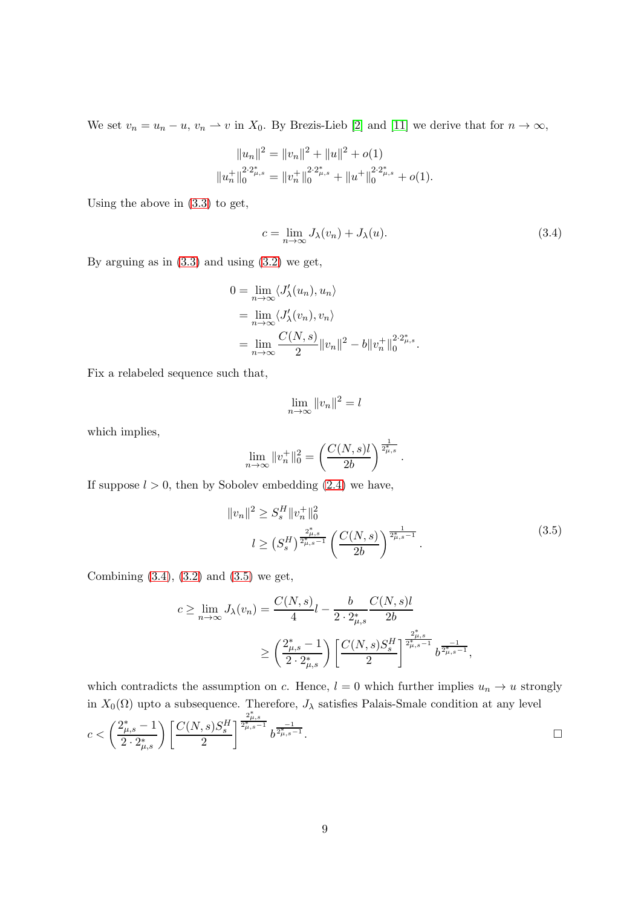We set $v_n = u_n - u$, $v_n \rightharpoonup v$ in $X_0$. By Brezis-Lieb [2] and [11] we derive that for $n \to \infty$,

$$\|u_n\|^2 = \|v_n\|^2 + \|u\|^2 + o(1)$$
$$\|u_n^+\|_0^{2\cdot 2^*_{\mu,s}} = \|v_n^+\|_0^{2\cdot 2^*_{\mu,s}} + \|u^+\|_0^{2\cdot 2^*_{\mu,s}} + o(1).$$

Using the above in (3.3) to get,

$$c = \lim_{n\to\infty} J_\lambda(v_n) + J_\lambda(u). \tag{3.4}$$

By arguing as in (3.3) and using (3.2) we get,

$$\begin{aligned} 0 &= \lim_{n\to\infty} \langle J_\lambda'(u_n), u_n\rangle \\ &= \lim_{n\to\infty} \langle J_\lambda'(v_n), v_n\rangle \\ &= \lim_{n\to\infty} \frac{C(N,s)}{2}\|v_n\|^2 - b\|v_n^+\|_0^{2\cdot 2^*_{\mu,s}}. \end{aligned}$$

Fix a relabeled sequence such that,

$$\lim_{n\to\infty} \|v_n\|^2 = l$$

which implies,

$$\lim_{n\to\infty} \|v_n^+\|_0^2 = \left(\frac{C(N,s)l}{2b}\right)^{\frac{1}{2^*_{\mu,s}}}.$$

If suppose $l > 0$, then by Sobolev embedding (2.4) we have,

$$\begin{aligned} \|v_n\|^2 &\geq S_s^H \|v_n^+\|_0^2 \\ l &\geq \left(S_s^H\right)^{\frac{2^*_{\mu,s}}{2^*_{\mu,s}-1}} \left(\frac{C(N,s)}{2b}\right)^{\frac{1}{2^*_{\mu,s}-1}}. \end{aligned} \tag{3.5}$$

Combining (3.4), (3.2) and (3.5) we get,

$$\begin{aligned} c \geq \lim_{n\to\infty} J_\lambda(v_n) &= \frac{C(N,s)}{4} l - \frac{b}{2\cdot 2^*_{\mu,s}} \frac{C(N,s)l}{2b} \\ &\geq \left(\frac{2^*_{\mu,s}-1}{2\cdot 2^*_{\mu,s}}\right)\left[\frac{C(N,s)S_s^H}{2}\right]^{\frac{2^*_{\mu,s}}{2^*_{\mu,s}-1}} b^{\frac{-1}{2^*_{\mu,s}-1}}, \end{aligned}$$

which contradicts the assumption on $c$. Hence, $l = 0$ which further implies $u_n \to u$ strongly in $X_0(\Omega)$ upto a subsequence. Therefore, $J_\lambda$ satisfies Palais-Smale condition at any level $c < \left(\frac{2^*_{\mu,s}-1}{2\cdot 2^*_{\mu,s}}\right)\left[\frac{C(N,s)S_s^H}{2}\right]^{\frac{2^*_{\mu,s}}{2^*_{\mu,s}-1}} b^{\frac{-1}{2^*_{\mu,s}-1}}$. $\square$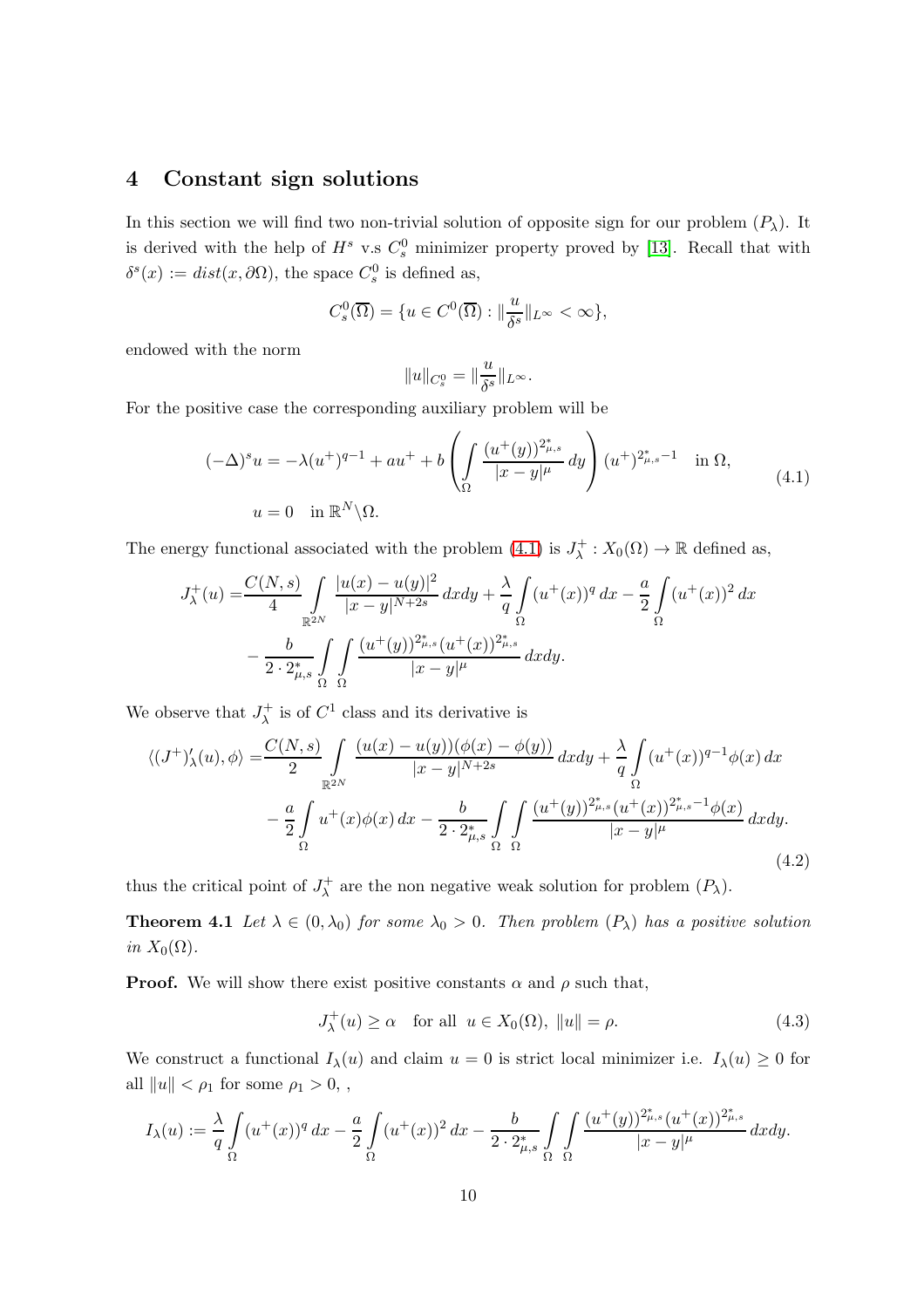## 4 Constant sign solutions

In this section we will find two non-trivial solution of opposite sign for our problem $(P_\lambda)$. It is derived with the help of $H^s$ v.s $C_s^0$ minimizer property proved by [13]. Recall that with $\delta^s(x) := dist(x, \partial\Omega)$, the space $C_s^0$ is defined as,

$$C_s^0(\overline{\Omega}) = \{u \in C^0(\overline{\Omega}) : \|\frac{u}{\delta^s}\|_{L^\infty} < \infty\},$$

endowed with the norm

$$\|u\|_{C_s^0} = \|\frac{u}{\delta^s}\|_{L^\infty}.$$

For the positive case the corresponding auxiliary problem will be

$$\begin{aligned}
&(-\Delta)^s u = -\lambda (u^+)^{q-1} + au^+ + b\left(\int\limits_\Omega \frac{(u^+(y))^{2^*_{\mu,s}}}{|x-y|^\mu}\,dy\right)(u^+)^{2^*_{\mu,s}-1} \quad \text{in } \Omega, \\
&u = 0 \quad \text{in } \mathbb{R}^N \backslash \Omega.
\end{aligned} \tag{4.1}$$

The energy functional associated with the problem (4.1) is $J_\lambda^+ : X_0(\Omega) \to \mathbb{R}$ defined as,

$$\begin{aligned}
J_\lambda^+(u) =& \frac{C(N,s)}{4}\int\limits_{\mathbb{R}^{2N}} \frac{|u(x)-u(y)|^2}{|x-y|^{N+2s}}\,dxdy + \frac{\lambda}{q}\int\limits_\Omega (u^+(x))^q\,dx - \frac{a}{2}\int\limits_\Omega (u^+(x))^2\,dx \\
&- \frac{b}{2\cdot 2^*_{\mu,s}}\int\limits_\Omega\int\limits_\Omega \frac{(u^+(y))^{2^*_{\mu,s}}(u^+(x))^{2^*_{\mu,s}}}{|x-y|^\mu}\,dxdy.
\end{aligned}$$

We observe that $J_\lambda^+$ is of $C^1$ class and its derivative is

$$\begin{aligned}
\langle (J^+)'_\lambda(u), \phi\rangle =& \frac{C(N,s)}{2}\int\limits_{\mathbb{R}^{2N}} \frac{(u(x)-u(y))(\phi(x)-\phi(y))}{|x-y|^{N+2s}}\,dxdy + \frac{\lambda}{q}\int\limits_\Omega (u^+(x))^{q-1}\phi(x)\,dx \\
&- \frac{a}{2}\int\limits_\Omega u^+(x)\phi(x)\,dx - \frac{b}{2\cdot 2^*_{\mu,s}}\int\limits_\Omega\int\limits_\Omega \frac{(u^+(y))^{2^*_{\mu,s}}(u^+(x))^{2^*_{\mu,s}-1}\phi(x)}{|x-y|^\mu}\,dxdy.
\end{aligned} \tag{4.2}$$

thus the critical point of $J_\lambda^+$ are the non negative weak solution for problem $(P_\lambda)$.

**Theorem 4.1** *Let $\lambda \in (0, \lambda_0)$ for some $\lambda_0 > 0$. Then problem $(P_\lambda)$ has a positive solution in $X_0(\Omega)$.*

**Proof.** We will show there exist positive constants $\alpha$ and $\rho$ such that,

$$J_\lambda^+(u) \geq \alpha \quad \text{for all } u \in X_0(\Omega),\ \|u\| = \rho. \tag{4.3}$$

We construct a functional $I_\lambda(u)$ and claim $u = 0$ is strict local minimizer i.e. $I_\lambda(u) \geq 0$ for all $\|u\| < \rho_1$ for some $\rho_1 > 0$, ,

$$I_\lambda(u) := \frac{\lambda}{q}\int\limits_\Omega (u^+(x))^q\,dx - \frac{a}{2}\int\limits_\Omega (u^+(x))^2\,dx - \frac{b}{2\cdot 2^*_{\mu,s}}\int\limits_\Omega\int\limits_\Omega \frac{(u^+(y))^{2^*_{\mu,s}}(u^+(x))^{2^*_{\mu,s}}}{|x-y|^\mu}\,dxdy.$$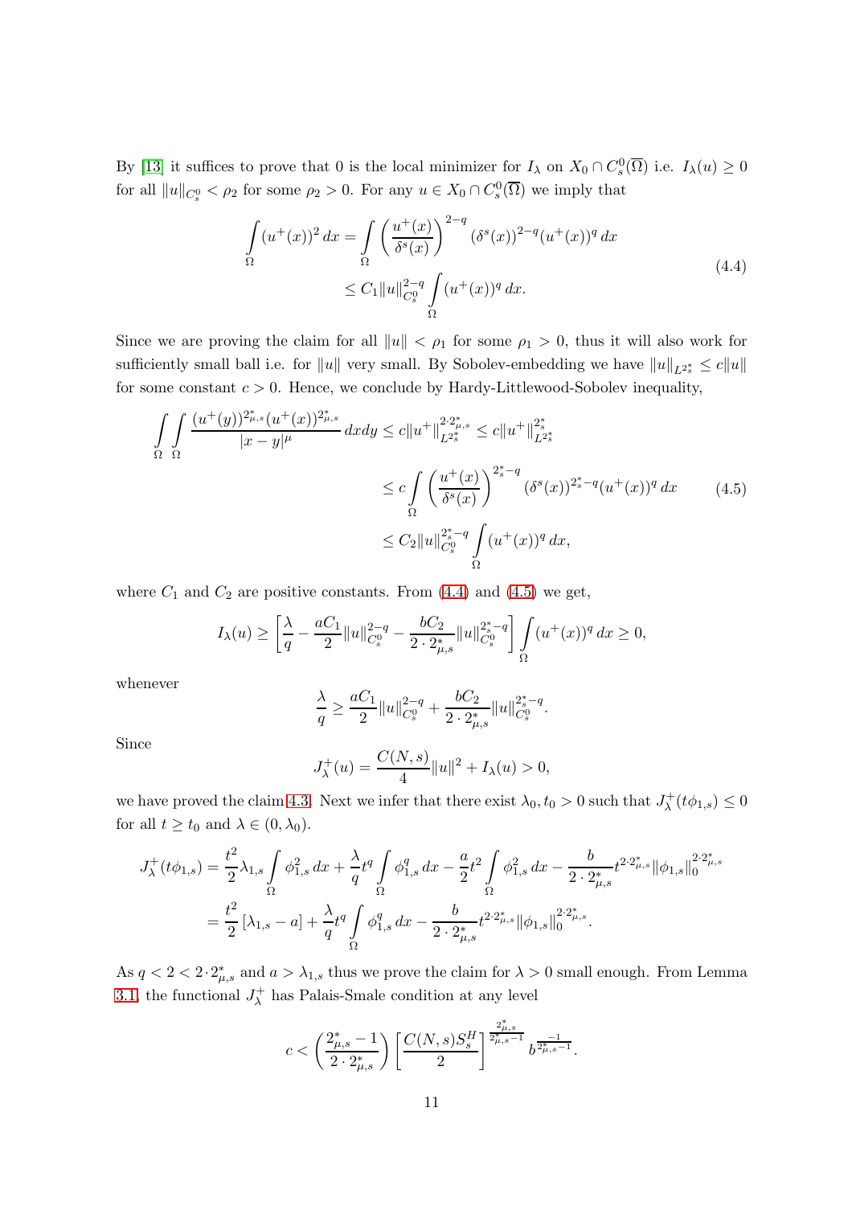By [13] it suffices to prove that 0 is the local minimizer for $I_\lambda$ on $X_0 \cap C_s^0(\overline{\Omega})$ i.e. $I_\lambda(u) \geq 0$ for all $\|u\|_{C_s^0} < \rho_2$ for some $\rho_2 > 0$. For any $u \in X_0 \cap C_s^0(\overline{\Omega})$ we imply that

$$
\begin{aligned}
\int_\Omega (u^+(x))^2\,dx &= \int_\Omega \left(\frac{u^+(x)}{\delta^s(x)}\right)^{2-q} (\delta^s(x))^{2-q}(u^+(x))^q\,dx \\
&\leq C_1 \|u\|_{C_s^0}^{2-q} \int_\Omega (u^+(x))^q\,dx.
\end{aligned}
\tag{4.4}
$$

Since we are proving the claim for all $\|u\| < \rho_1$ for some $\rho_1 > 0$, thus it will also work for sufficiently small ball i.e. for $\|u\|$ very small. By Sobolev-embedding we have $\|u\|_{L^{2_s^*}} \leq c\|u\|$ for some constant $c > 0$. Hence, we conclude by Hardy-Littlewood-Sobolev inequality,

$$
\begin{aligned}
\int_\Omega\int_\Omega \frac{(u^+(y))^{2^*_{\mu,s}}(u^+(x))^{2^*_{\mu,s}}}{|x-y|^\mu}\,dxdy &\leq c\|u^+\|_{L^{2_s^*}}^{2\cdot 2^*_{\mu,s}} \leq c\|u^+\|_{L^{2_s^*}}^{2_s^*} \\
&\leq c\int_\Omega \left(\frac{u^+(x)}{\delta^s(x)}\right)^{2_s^*-q} (\delta^s(x))^{2_s^*-q}(u^+(x))^q\,dx \\
&\leq C_2\|u\|_{C_s^0}^{2_s^*-q} \int_\Omega (u^+(x))^q\,dx,
\end{aligned}
\tag{4.5}
$$

where $C_1$ and $C_2$ are positive constants. From (4.4) and (4.5) we get,

$$
I_\lambda(u) \geq \left[\frac{\lambda}{q} - \frac{aC_1}{2}\|u\|_{C_s^0}^{2-q} - \frac{bC_2}{2\cdot 2^*_{\mu,s}}\|u\|_{C_s^0}^{2_s^*-q}\right] \int_\Omega (u^+(x))^q\,dx \geq 0,
$$

whenever

$$
\frac{\lambda}{q} \geq \frac{aC_1}{2}\|u\|_{C_s^0}^{2-q} + \frac{bC_2}{2\cdot 2^*_{\mu,s}}\|u\|_{C_s^0}^{2_s^*-q}.
$$

Since

$$
J_\lambda^+(u) = \frac{C(N,s)}{4}\|u\|^2 + I_\lambda(u) > 0,
$$

we have proved the claim 4.3. Next we infer that there exist $\lambda_0, t_0 > 0$ such that $J_\lambda^+(t\phi_{1,s}) \leq 0$ for all $t \geq t_0$ and $\lambda \in (0, \lambda_0)$.

$$
\begin{aligned}
J_\lambda^+(t\phi_{1,s}) &= \frac{t^2}{2}\lambda_{1,s}\int_\Omega \phi_{1,s}^2\,dx + \frac{\lambda}{q}t^q\int_\Omega \phi_{1,s}^q\,dx - \frac{a}{2}t^2\int_\Omega \phi_{1,s}^2\,dx - \frac{b}{2\cdot 2^*_{\mu,s}}t^{2\cdot 2^*_{\mu,s}}\|\phi_{1,s}\|_0^{2\cdot 2^*_{\mu,s}} \\
&= \frac{t^2}{2}\left[\lambda_{1,s} - a\right] + \frac{\lambda}{q}t^q\int_\Omega \phi_{1,s}^q\,dx - \frac{b}{2\cdot 2^*_{\mu,s}}t^{2\cdot 2^*_{\mu,s}}\|\phi_{1,s}\|_0^{2\cdot 2^*_{\mu,s}}.
\end{aligned}
$$

As $q < 2 < 2\cdot 2^*_{\mu,s}$ and $a > \lambda_{1,s}$ thus we prove the claim for $\lambda > 0$ small enough. From Lemma 3.1, the functional $J_\lambda^+$ has Palais-Smale condition at any level

$$
c < \left(\frac{2^*_{\mu,s}-1}{2\cdot 2^*_{\mu,s}}\right)\left[\frac{C(N,s)S_s^H}{2}\right]^{\frac{2^*_{\mu,s}}{2^*_{\mu,s}-1}} b^{\frac{-1}{2^*_{\mu,s}-1}}.
$$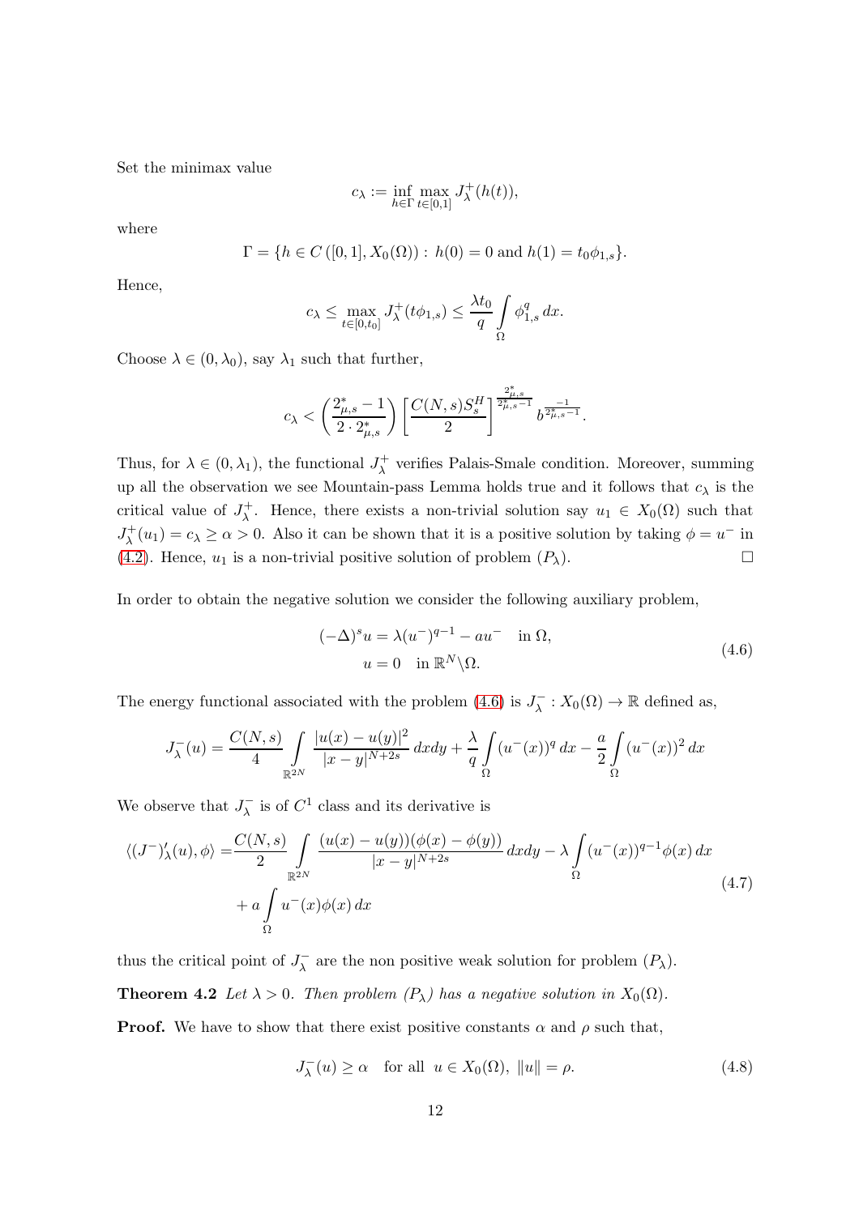Set the minimax value

$$c_\lambda := \inf_{h\in\Gamma} \max_{t\in[0,1]} J_\lambda^+(h(t)),$$

where

$$\Gamma = \{h \in C([0,1], X_0(\Omega)) : h(0) = 0 \text{ and } h(1) = t_0\phi_{1,s}\}.$$

Hence,

$$c_\lambda \leq \max_{t\in[0,t_0]} J_\lambda^+(t\phi_{1,s}) \leq \frac{\lambda t_0}{q} \int_\Omega \phi_{1,s}^q \, dx.$$

Choose $\lambda \in (0, \lambda_0)$, say $\lambda_1$ such that further,

$$c_\lambda < \left(\frac{2^*_{\mu,s} - 1}{2 \cdot 2^*_{\mu,s}}\right) \left[\frac{C(N,s)S_s^H}{2}\right]^{\frac{2^*_{\mu,s}}{2^*_{\mu,s}-1}} b^{\frac{-1}{2^*_{\mu,s}-1}}.$$

Thus, for $\lambda \in (0, \lambda_1)$, the functional $J_\lambda^+$ verifies Palais-Smale condition. Moreover, summing up all the observation we see Mountain-pass Lemma holds true and it follows that $c_\lambda$ is the critical value of $J_\lambda^+$. Hence, there exists a non-trivial solution say $u_1 \in X_0(\Omega)$ such that $J_\lambda^+(u_1) = c_\lambda \geq \alpha > 0$. Also it can be shown that it is a positive solution by taking $\phi = u^-$ in (4.2). Hence, $u_1$ is a non-trivial positive solution of problem $(P_\lambda)$. □

In order to obtain the negative solution we consider the following auxiliary problem,

$$\begin{aligned} (-\Delta)^s u &= \lambda(u^-)^{q-1} - au^- \quad \text{in } \Omega, \\ u &= 0 \quad \text{in } \mathbb{R}^N\backslash\Omega. \end{aligned} \tag{4.6}$$

The energy functional associated with the problem (4.6) is $J_\lambda^- : X_0(\Omega) \to \mathbb{R}$ defined as,

$$J_\lambda^-(u) = \frac{C(N,s)}{4} \int_{\mathbb{R}^{2N}} \frac{|u(x)-u(y)|^2}{|x-y|^{N+2s}} \, dxdy + \frac{\lambda}{q} \int_\Omega (u^-(x))^q \, dx - \frac{a}{2} \int_\Omega (u^-(x))^2 \, dx$$

We observe that $J_\lambda^-$ is of $C^1$ class and its derivative is

$$\begin{aligned} \langle (J^-)'_\lambda(u), \phi\rangle =& \frac{C(N,s)}{2} \int_{\mathbb{R}^{2N}} \frac{(u(x)-u(y))(\phi(x)-\phi(y))}{|x-y|^{N+2s}} \, dxdy - \lambda \int_\Omega (u^-(x))^{q-1}\phi(x) \, dx \\ &+ a \int_\Omega u^-(x)\phi(x) \, dx \end{aligned} \tag{4.7}$$

thus the critical point of $J_\lambda^-$ are the non positive weak solution for problem $(P_\lambda)$.

**Theorem 4.2** *Let $\lambda > 0$. Then problem $(P_\lambda)$ has a negative solution in $X_0(\Omega)$.*

**Proof.** We have to show that there exist positive constants $\alpha$ and $\rho$ such that,

$$J_\lambda^-(u) \geq \alpha \quad \text{for all } u \in X_0(\Omega), \; \|u\| = \rho. \tag{4.8}$$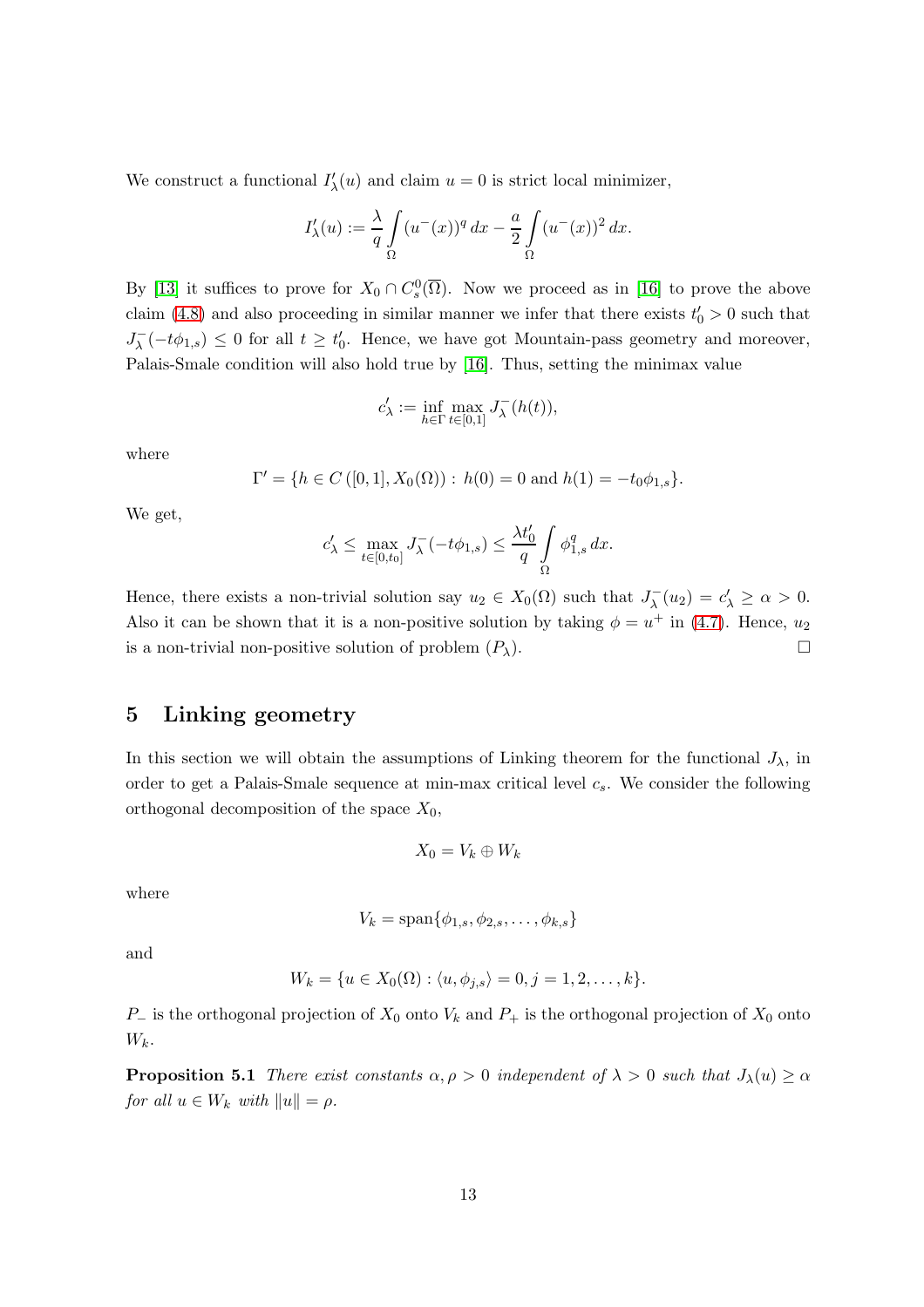We construct a functional $I'_\lambda(u)$ and claim $u = 0$ is strict local minimizer,

$$I'_\lambda(u) := \frac{\lambda}{q}\int\limits_\Omega (u^-(x))^q\,dx - \frac{a}{2}\int\limits_\Omega (u^-(x))^2\,dx.$$

By [13] it suffices to prove for $X_0 \cap C^0_s(\overline{\Omega})$. Now we proceed as in [16] to prove the above claim (4.8) and also proceeding in similar manner we infer that there exists $t'_0 > 0$ such that $J^-_\lambda(-t\phi_{1,s}) \leq 0$ for all $t \geq t'_0$. Hence, we have got Mountain-pass geometry and moreover, Palais-Smale condition will also hold true by [16]. Thus, setting the minimax value

$$c'_\lambda := \inf_{h\in\Gamma}\max_{t\in[0,1]} J^-_\lambda(h(t)),$$

where

$$\Gamma' = \{h \in C\left([0,1], X_0(\Omega)\right) : \, h(0) = 0 \text{ and } h(1) = -t_0\phi_{1,s}\}.$$

We get,

$$c'_\lambda \leq \max_{t\in[0,t_0]} J^-_\lambda(-t\phi_{1,s}) \leq \frac{\lambda t'_0}{q}\int\limits_\Omega \phi^q_{1,s}\,dx.$$

Hence, there exists a non-trivial solution say $u_2 \in X_0(\Omega)$ such that $J^-_\lambda(u_2) = c'_\lambda \geq \alpha > 0$. Also it can be shown that it is a non-positive solution by taking $\phi = u^+$ in (4.7). Hence, $u_2$ is a non-trivial non-positive solution of problem $(P_\lambda)$. □

## 5 Linking geometry

In this section we will obtain the assumptions of Linking theorem for the functional $J_\lambda$, in order to get a Palais-Smale sequence at min-max critical level $c_s$. We consider the following orthogonal decomposition of the space $X_0$,

$$X_0 = V_k \oplus W_k$$

where

$$V_k = \text{span}\{\phi_{1,s}, \phi_{2,s}, \dots, \phi_{k,s}\}$$

and

$$W_k = \{u \in X_0(\Omega) : \langle u, \phi_{j,s}\rangle = 0, j = 1, 2, \dots, k\}.$$

$P_-$ is the orthogonal projection of $X_0$ onto $V_k$ and $P_+$ is the orthogonal projection of $X_0$ onto $W_k$.

**Proposition 5.1** *There exist constants $\alpha, \rho > 0$ independent of $\lambda > 0$ such that $J_\lambda(u) \geq \alpha$ for all $u \in W_k$ with $\|u\| = \rho$.*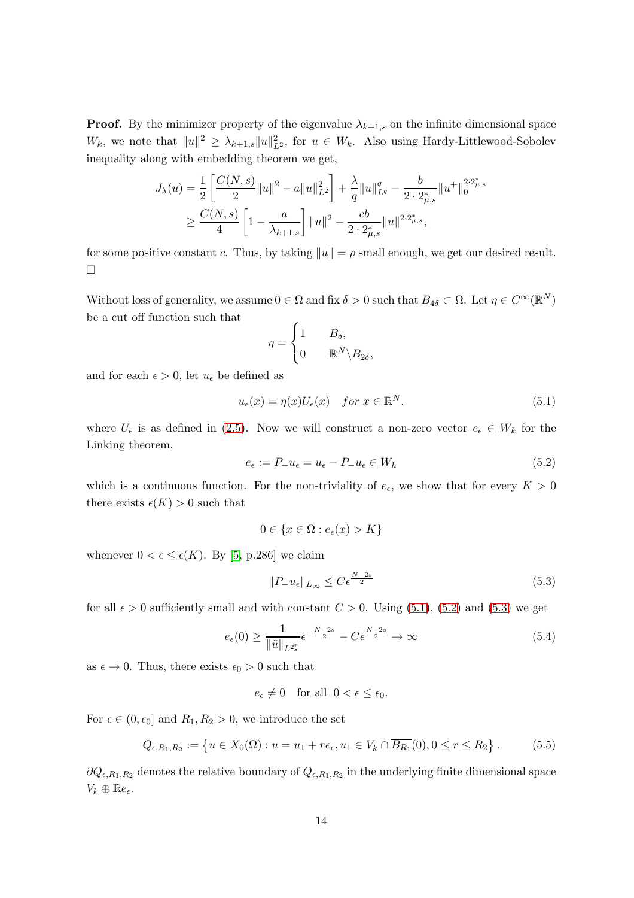**Proof.** By the minimizer property of the eigenvalue $\lambda_{k+1,s}$ on the infinite dimensional space $W_k$, we note that $\|u\|^2 \geq \lambda_{k+1,s}\|u\|_{L^2}^2$, for $u \in W_k$. Also using Hardy-Littlewood-Sobolev inequality along with embedding theorem we get,

$$
\begin{aligned}
J_\lambda(u) &= \frac{1}{2}\left[\frac{C(N,s)}{2}\|u\|^2 - a\|u\|_{L^2}^2\right] + \frac{\lambda}{q}\|u\|_{L^q}^q - \frac{b}{2\cdot 2^*_{\mu,s}}\|u^+\|_0^{2\cdot 2^*_{\mu,s}} \\
&\geq \frac{C(N,s)}{4}\left[1 - \frac{a}{\lambda_{k+1,s}}\right]\|u\|^2 - \frac{cb}{2\cdot 2^*_{\mu,s}}\|u\|^{2\cdot 2^*_{\mu,s}},
\end{aligned}
$$

for some positive constant $c$. Thus, by taking $\|u\| = \rho$ small enough, we get our desired result. □

Without loss of generality, we assume $0 \in \Omega$ and fix $\delta > 0$ such that $B_{4\delta} \subset \Omega$. Let $\eta \in C^\infty(\mathbb{R}^N)$ be a cut off function such that

$$
\eta = \begin{cases} 1 & B_\delta, \\ 0 & \mathbb{R}^N \backslash B_{2\delta}, \end{cases}
$$

and for each $\epsilon > 0$, let $u_\epsilon$ be defined as

$$
u_\epsilon(x) = \eta(x)U_\epsilon(x) \quad for\ x \in \mathbb{R}^N. \tag{5.1}
$$

where $U_\epsilon$ is as defined in (2.5). Now we will construct a non-zero vector $e_\epsilon \in W_k$ for the Linking theorem,

$$
e_\epsilon := P_+u_\epsilon = u_\epsilon - P_-u_\epsilon \in W_k \tag{5.2}
$$

which is a continuous function. For the non-triviality of $e_\epsilon$, we show that for every $K > 0$ there exists $\epsilon(K) > 0$ such that

$$
0 \in \{x \in \Omega : e_\epsilon(x) > K\}
$$

whenever $0 < \epsilon \leq \epsilon(K)$. By [5, p.286] we claim

$$
\|P_-u_\epsilon\|_{L_\infty} \leq C\epsilon^{\frac{N-2s}{2}} \tag{5.3}
$$

for all $\epsilon > 0$ sufficiently small and with constant $C > 0$. Using (5.1), (5.2) and (5.3) we get

$$
e_\epsilon(0) \geq \frac{1}{\|\tilde{u}\|_{L^{2^*_s}}}\epsilon^{-\frac{N-2s}{2}} - C\epsilon^{\frac{N-2s}{2}} \to \infty \tag{5.4}
$$

as $\epsilon \to 0$. Thus, there exists $\epsilon_0 > 0$ such that

$$
e_\epsilon \neq 0 \quad \text{for all } \ 0 < \epsilon \leq \epsilon_0.
$$

For $\epsilon \in (0, \epsilon_0]$ and $R_1, R_2 > 0$, we introduce the set

$$
Q_{\epsilon,R_1,R_2} := \left\{u \in X_0(\Omega) : u = u_1 + re_\epsilon, u_1 \in V_k \cap \overline{B_{R_1}}(0), 0 \leq r \leq R_2\right\}. \tag{5.5}
$$

$\partial Q_{\epsilon,R_1,R_2}$ denotes the relative boundary of $Q_{\epsilon,R_1,R_2}$ in the underlying finite dimensional space $V_k \oplus \mathbb{R}e_\epsilon$.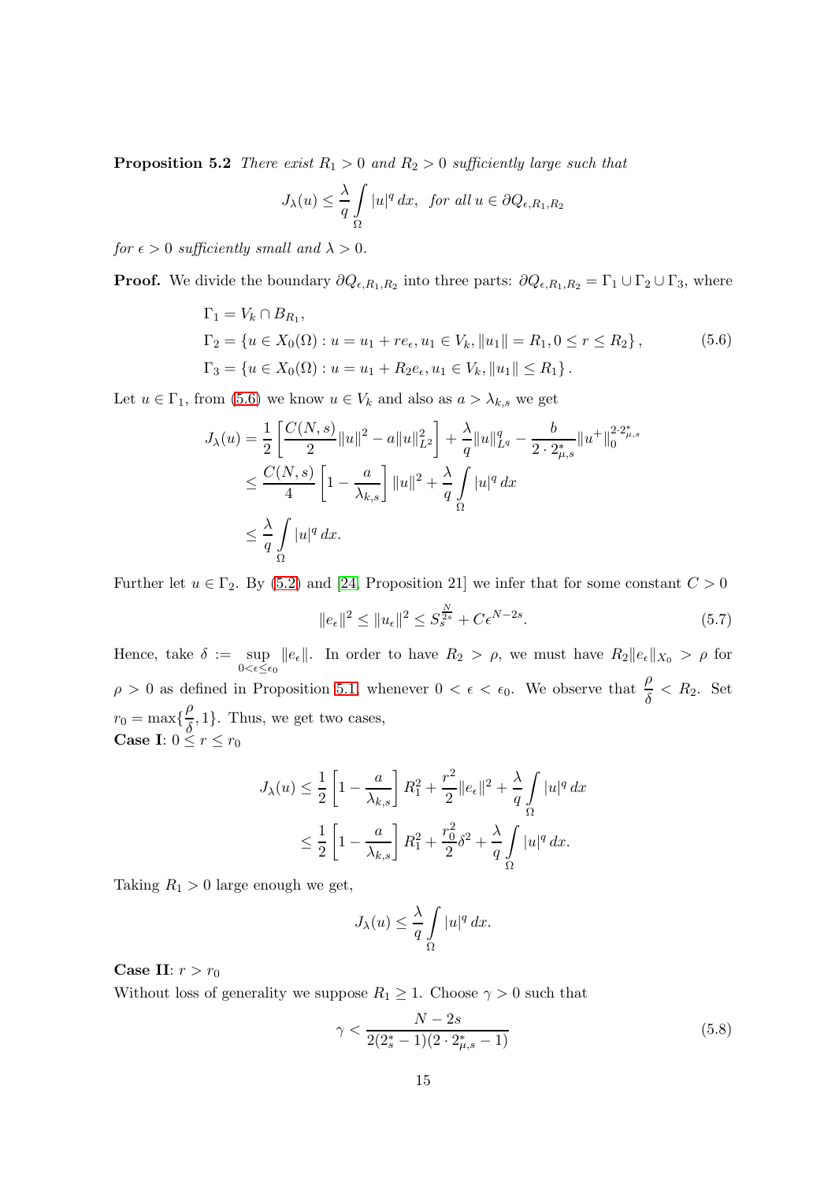**Proposition 5.2** *There exist $R_1 > 0$ and $R_2 > 0$ sufficiently large such that*

$$J_\lambda(u) \le \frac{\lambda}{q} \int_\Omega |u|^q \, dx, \quad \textit{for all } u \in \partial Q_{\epsilon, R_1, R_2}$$

*for $\epsilon > 0$ sufficiently small and $\lambda > 0$.*

**Proof.** We divide the boundary $\partial Q_{\epsilon,R_1,R_2}$ into three parts: $\partial Q_{\epsilon,R_1,R_2} = \Gamma_1 \cup \Gamma_2 \cup \Gamma_3$, where

$$\begin{aligned}
&\Gamma_1 = V_k \cap B_{R_1}, \\
&\Gamma_2 = \{u \in X_0(\Omega) : u = u_1 + re_\epsilon, u_1 \in V_k, \|u_1\| = R_1, 0 \le r \le R_2\}, \\
&\Gamma_3 = \{u \in X_0(\Omega) : u = u_1 + R_2 e_\epsilon, u_1 \in V_k, \|u_1\| \le R_1\}.
\end{aligned} \tag{5.6}$$

Let $u \in \Gamma_1$, from (5.6) we know $u \in V_k$ and also as $a > \lambda_{k,s}$ we get

$$\begin{aligned}
J_\lambda(u) &= \frac{1}{2}\left[\frac{C(N,s)}{2}\|u\|^2 - a\|u\|^2_{L^2}\right] + \frac{\lambda}{q}\|u\|^q_{L^q} - \frac{b}{2 \cdot 2^*_{\mu,s}}\|u^+\|_0^{2 \cdot 2^*_{\mu,s}} \\
&\le \frac{C(N,s)}{4}\left[1 - \frac{a}{\lambda_{k,s}}\right]\|u\|^2 + \frac{\lambda}{q}\int_\Omega |u|^q \, dx \\
&\le \frac{\lambda}{q}\int_\Omega |u|^q \, dx.
\end{aligned}$$

Further let $u \in \Gamma_2$. By (5.2) and [24, Proposition 21] we infer that for some constant $C > 0$

$$\|e_\epsilon\|^2 \le \|u_\epsilon\|^2 \le S_s^{\frac{N}{2s}} + C\epsilon^{N-2s}. \tag{5.7}$$

Hence, take $\delta := \sup\limits_{0<\epsilon\le\epsilon_0} \|e_\epsilon\|$. In order to have $R_2 > \rho$, we must have $R_2\|e_\epsilon\|_{X_0} > \rho$ for $\rho > 0$ as defined in Proposition 5.1, whenever $0 < \epsilon < \epsilon_0$. We observe that $\frac{\rho}{\delta} < R_2$. Set $r_0 = \max\{\frac{\rho}{\delta}, 1\}$. Thus, we get two cases,

**Case I**: $0 \le r \le r_0$

$$\begin{aligned}
J_\lambda(u) &\le \frac{1}{2}\left[1 - \frac{a}{\lambda_{k,s}}\right]R_1^2 + \frac{r^2}{2}\|e_\epsilon\|^2 + \frac{\lambda}{q}\int_\Omega |u|^q \, dx \\
&\le \frac{1}{2}\left[1 - \frac{a}{\lambda_{k,s}}\right]R_1^2 + \frac{r_0^2}{2}\delta^2 + \frac{\lambda}{q}\int_\Omega |u|^q \, dx.
\end{aligned}$$

Taking $R_1 > 0$ large enough we get,

$$J_\lambda(u) \le \frac{\lambda}{q}\int_\Omega |u|^q \, dx.$$

**Case II**: $r > r_0$

Without loss of generality we suppose $R_1 \ge 1$. Choose $\gamma > 0$ such that

$$\gamma < \frac{N - 2s}{2(2^*_s - 1)(2 \cdot 2^*_{\mu,s} - 1)} \tag{5.8}$$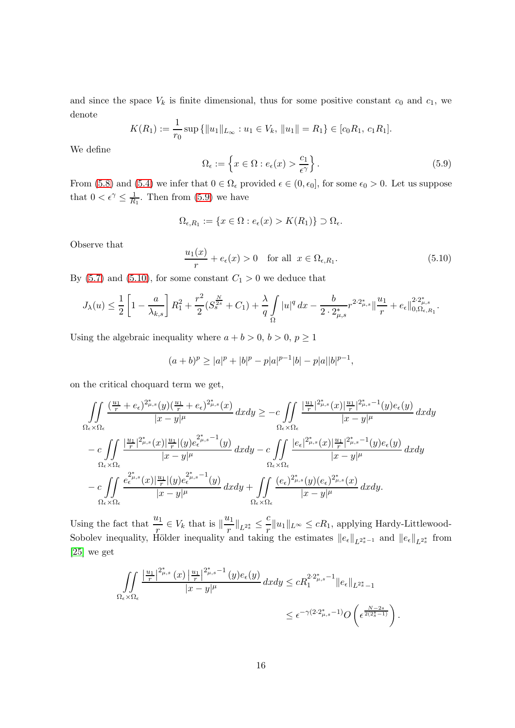and since the space $V_k$ is finite dimensional, thus for some positive constant $c_0$ and $c_1$, we denote

$$K(R_1) := \frac{1}{r_0} \sup \{\|u_1\|_{L_\infty} : u_1 \in V_k,\ \|u_1\| = R_1\} \in [c_0 R_1,\ c_1 R_1].$$

We define

$$\Omega_\epsilon := \left\{ x \in \Omega : e_\epsilon(x) > \frac{c_1}{\epsilon^\gamma} \right\}. \tag{5.9}$$

From (5.8) and (5.4) we infer that $0 \in \Omega_\epsilon$ provided $\epsilon \in (0, \epsilon_0]$, for some $\epsilon_0 > 0$. Let us suppose that $0 < \epsilon^\gamma \leq \frac{1}{R_1}$. Then from (5.9) we have

$$\Omega_{\epsilon, R_1} := \{x \in \Omega : e_\epsilon(x) > K(R_1)\} \supset \Omega_\epsilon.$$

Observe that

$$\frac{u_1(x)}{r} + e_\epsilon(x) > 0 \quad \text{for all } \ x \in \Omega_{\epsilon, R_1}. \tag{5.10}$$

By (5.7) and (5.10), for some constant $C_1 > 0$ we deduce that

$$J_\lambda(u) \leq \frac{1}{2}\left[1 - \frac{a}{\lambda_{k,s}}\right] R_1^2 + \frac{r^2}{2}(S_s^{\frac{N}{2s}} + C_1) + \frac{\lambda}{q}\int_\Omega |u|^q \, dx - \frac{b}{2 \cdot 2^*_{\mu,s}} r^{2\cdot 2^*_{\mu,s}} \|\frac{u_1}{r} + e_\epsilon\|^{2\cdot 2^*_{\mu,s}}_{0, \Omega_{\epsilon, R_1}}.$$

Using the algebraic inequality where $a + b > 0$, $b > 0$, $p \geq 1$

$$(a+b)^p \geq |a|^p + |b|^p - p|a|^{p-1}|b| - p|a||b|^{p-1},$$

on the critical choquard term we get,

$$\begin{aligned}
\iint\limits_{\Omega_\epsilon \times \Omega_\epsilon} \frac{(\frac{u_1}{r} + e_\epsilon)^{2^*_{\mu,s}}(y)(\frac{u_1}{r} + e_\epsilon)^{2^*_{\mu,s}}(x)}{|x-y|^\mu} \, dxdy &\geq -c \iint\limits_{\Omega_\epsilon \times \Omega_\epsilon} \frac{|\frac{u_1}{r}|^{2^*_{\mu,s}}(x)|\frac{u_1}{r}|^{2^*_{\mu,s}-1}(y) e_\epsilon(y)}{|x-y|^\mu} \, dxdy \\
- c \iint\limits_{\Omega_\epsilon \times \Omega_\epsilon} \frac{|\frac{u_1}{r}|^{2^*_{\mu,s}}(x)|\frac{u_1}{r}|(y) e_\epsilon^{2^*_{\mu,s}-1}(y)}{|x-y|^\mu} \, dxdy &- c \iint\limits_{\Omega_\epsilon \times \Omega_\epsilon} \frac{|e_\epsilon|^{2^*_{\mu,s}}(x)|\frac{u_1}{r}|^{2^*_{\mu,s}-1}(y) e_\epsilon(y)}{|x-y|^\mu} \, dxdy \\
- c \iint\limits_{\Omega_\epsilon \times \Omega_\epsilon} \frac{e_\epsilon^{2^*_{\mu,s}}(x)|\frac{u_1}{r}|(y) e_\epsilon^{2^*_{\mu,s}-1}(y)}{|x-y|^\mu} \, dxdy &+ \iint\limits_{\Omega_\epsilon \times \Omega_\epsilon} \frac{(e_\epsilon)^{2^*_{\mu,s}}(y)(e_\epsilon)^{2^*_{\mu,s}}(x)}{|x-y|^\mu} \, dxdy.
\end{aligned}$$

Using the fact that $\dfrac{u_1}{r} \in V_k$ that is $\|\dfrac{u_1}{r}\|_{L^{2^*_s}} \leq \dfrac{c}{r}\|u_1\|_{L^\infty} \leq cR_1$, applying Hardy-Littlewood-Sobolev inequality, Hölder inequality and taking the estimates $\|e_\epsilon\|_{L^{2^*_s - 1}}$ and $\|e_\epsilon\|_{L^{2^*_s}}$ from [25] we get

$$\begin{aligned}
\iint\limits_{\Omega_\epsilon \times \Omega_\epsilon} \frac{\left|\frac{u_1}{r}\right|^{2^*_{\mu,s}}(x) \left|\frac{u_1}{r}\right|^{2^*_{\mu,s}-1}(y) e_\epsilon(y)}{|x-y|^\mu} \, dxdy &\leq c R_1^{2\cdot 2^*_{\mu,s} - 1} \|e_\epsilon\|_{L^{2^*_s - 1}} \\
&\leq \epsilon^{-\gamma(2\cdot 2^*_{\mu,s} - 1)} O\left(\epsilon^{\frac{N-2s}{2(2^*_s - 1)}}\right).
\end{aligned}$$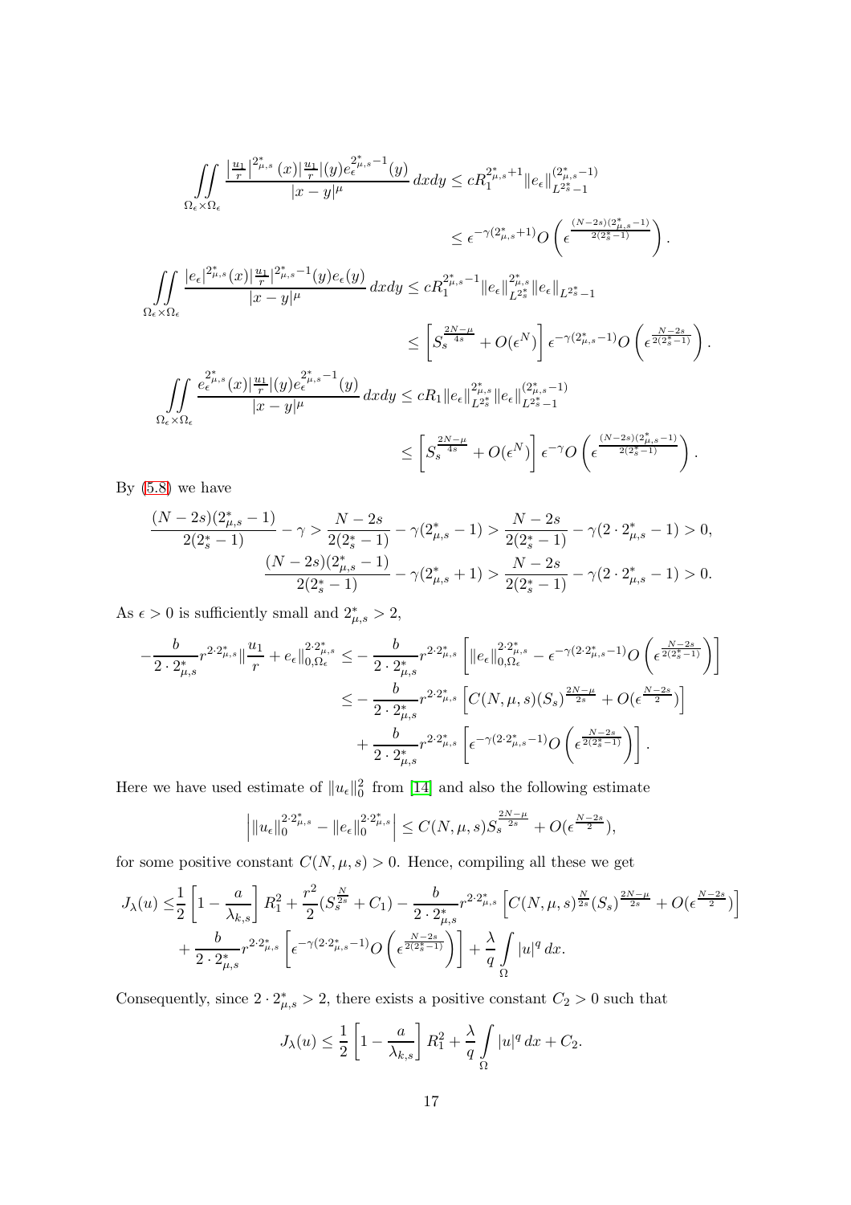$$\iint\limits_{\Omega_\epsilon\times\Omega_\epsilon} \frac{\left|\frac{u_1}{r}\right|^{2^*_{\mu,s}}(x)|\frac{u_1}{r}|(y)e_\epsilon^{2^*_{\mu,s}-1}(y)}{|x-y|^\mu}\,dxdy \leq cR_1^{2^*_{\mu,s}+1}\|e_\epsilon\|_{L^{2^*_s-1}}^{(2^*_{\mu,s}-1)}$$

$$\leq \epsilon^{-\gamma(2^*_{\mu,s}+1)}O\left(\epsilon^{\frac{(N-2s)(2^*_{\mu,s}-1)}{2(2^*_s-1)}}\right).$$

$$\iint\limits_{\Omega_\epsilon\times\Omega_\epsilon} \frac{|e_\epsilon|^{2^*_{\mu,s}}(x)|\frac{u_1}{r}|^{2^*_{\mu,s}-1}(y)e_\epsilon(y)}{|x-y|^\mu}\,dxdy \leq cR_1^{2^*_{\mu,s}-1}\|e_\epsilon\|_{L^{2^*_s}}^{2^*_{\mu,s}}\|e_\epsilon\|_{L^{2^*_s-1}}$$

$$\leq \left[S_s^{\frac{2N-\mu}{4s}}+O(\epsilon^N)\right]\epsilon^{-\gamma(2^*_{\mu,s}-1)}O\left(\epsilon^{\frac{N-2s}{2(2^*_s-1)}}\right).$$

$$\iint\limits_{\Omega_\epsilon\times\Omega_\epsilon} \frac{e_\epsilon^{2^*_{\mu,s}}(x)|\frac{u_1}{r}|(y)e_\epsilon^{2^*_{\mu,s}-1}(y)}{|x-y|^\mu}\,dxdy \leq cR_1\|e_\epsilon\|_{L^{2^*_s}}^{2^*_{\mu,s}}\|e_\epsilon\|_{L^{2^*_s-1}}^{(2^*_{\mu,s}-1)}$$

$$\leq \left[S_s^{\frac{2N-\mu}{4s}}+O(\epsilon^N)\right]\epsilon^{-\gamma}O\left(\epsilon^{\frac{(N-2s)(2^*_{\mu,s}-1)}{2(2^*_s-1)}}\right).$$

By (5.8) we have

$$\frac{(N-2s)(2^*_{\mu,s}-1)}{2(2^*_s-1)}-\gamma > \frac{N-2s}{2(2^*_s-1)}-\gamma(2^*_{\mu,s}-1) > \frac{N-2s}{2(2^*_s-1)}-\gamma(2\cdot 2^*_{\mu,s}-1) > 0,$$

$$\frac{(N-2s)(2^*_{\mu,s}-1)}{2(2^*_s-1)}-\gamma(2^*_{\mu,s}+1) > \frac{N-2s}{2(2^*_s-1)}-\gamma(2\cdot 2^*_{\mu,s}-1) > 0.$$

As $\epsilon>0$ is sufficiently small and $2^*_{\mu,s}>2$,

$$\begin{aligned}
-\frac{b}{2\cdot 2^*_{\mu,s}}r^{2\cdot 2^*_{\mu,s}}\|\frac{u_1}{r}+e_\epsilon\|_{0,\Omega_\epsilon}^{2\cdot 2^*_{\mu,s}} &\leq -\frac{b}{2\cdot 2^*_{\mu,s}}r^{2\cdot 2^*_{\mu,s}}\left[\|e_\epsilon\|_{0,\Omega_\epsilon}^{2\cdot 2^*_{\mu,s}}-\epsilon^{-\gamma(2\cdot 2^*_{\mu,s}-1)}O\left(\epsilon^{\frac{N-2s}{2(2^*_s-1)}}\right)\right]\\
&\leq -\frac{b}{2\cdot 2^*_{\mu,s}}r^{2\cdot 2^*_{\mu,s}}\left[C(N,\mu,s)(S_s)^{\frac{2N-\mu}{2s}}+O(\epsilon^{\frac{N-2s}{2}})\right]\\
&\quad+\frac{b}{2\cdot 2^*_{\mu,s}}r^{2\cdot 2^*_{\mu,s}}\left[\epsilon^{-\gamma(2\cdot 2^*_{\mu,s}-1)}O\left(\epsilon^{\frac{N-2s}{2(2^*_s-1)}}\right)\right].
\end{aligned}$$

Here we have used estimate of $\|u_\epsilon\|_0^2$ from [14] and also the following estimate

$$\left|\|u_\epsilon\|_0^{2\cdot 2^*_{\mu,s}}-\|e_\epsilon\|_0^{2\cdot 2^*_{\mu,s}}\right| \leq C(N,\mu,s)S_s^{\frac{2N-\mu}{2s}}+O(\epsilon^{\frac{N-2s}{2}}),$$

for some positive constant $C(N,\mu,s)>0$. Hence, compiling all these we get

$$\begin{aligned}
J_\lambda(u) \leq& \frac{1}{2}\left[1-\frac{a}{\lambda_{k,s}}\right]R_1^2+\frac{r^2}{2}(S_s^{\frac{N}{2s}}+C_1)-\frac{b}{2\cdot 2^*_{\mu,s}}r^{2\cdot 2^*_{\mu,s}}\left[C(N,\mu,s)^{\frac{N}{2s}}(S_s)^{\frac{2N-\mu}{2s}}+O(\epsilon^{\frac{N-2s}{2}})\right]\\
&+\frac{b}{2\cdot 2^*_{\mu,s}}r^{2\cdot 2^*_{\mu,s}}\left[\epsilon^{-\gamma(2\cdot 2^*_{\mu,s}-1)}O\left(\epsilon^{\frac{N-2s}{2(2^*_s-1)}}\right)\right]+\frac{\lambda}{q}\int\limits_\Omega |u|^q\,dx.
\end{aligned}$$

Consequently, since $2\cdot 2^*_{\mu,s}>2$, there exists a positive constant $C_2>0$ such that

$$J_\lambda(u) \leq \frac{1}{2}\left[1-\frac{a}{\lambda_{k,s}}\right]R_1^2+\frac{\lambda}{q}\int\limits_\Omega |u|^q\,dx+C_2.$$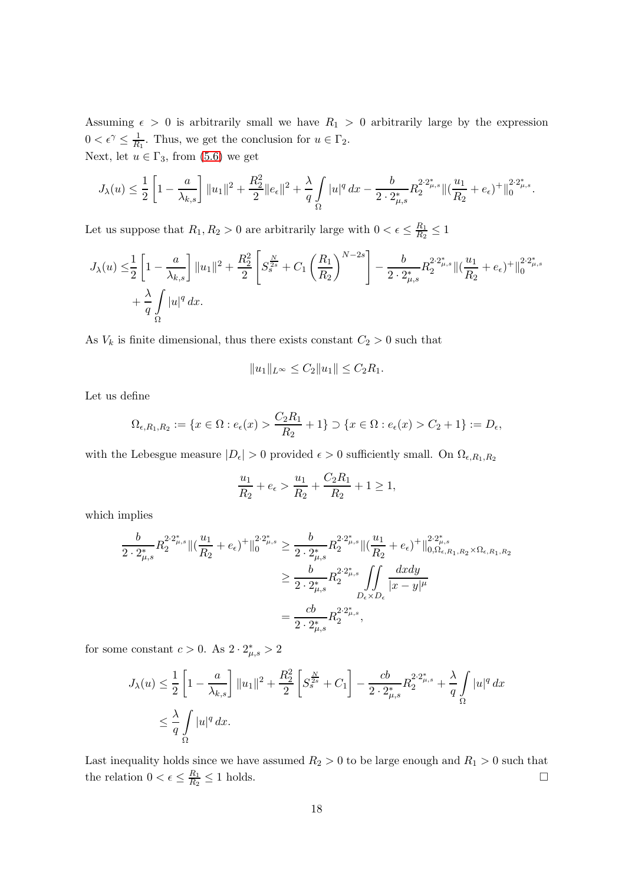Assuming $\epsilon > 0$ is arbitrarily small we have $R_1 > 0$ arbitrarily large by the expression $0 < \epsilon^\gamma \leq \frac{1}{R_1}$. Thus, we get the conclusion for $u \in \Gamma_2$.
Next, let $u \in \Gamma_3$, from (5.6) we get

$$J_\lambda(u) \leq \frac{1}{2}\left[1 - \frac{a}{\lambda_{k,s}}\right]\|u_1\|^2 + \frac{R_2^2}{2}\|e_\epsilon\|^2 + \frac{\lambda}{q}\int\limits_\Omega |u|^q\,dx - \frac{b}{2\cdot 2^*_{\mu,s}}R_2^{2\cdot 2^*_{\mu,s}}\|(\frac{u_1}{R_2} + e_\epsilon)^+\|_0^{2\cdot 2^*_{\mu,s}}.$$

Let us suppose that $R_1, R_2 > 0$ are arbitrarily large with $0 < \epsilon \leq \frac{R_1}{R_2} \leq 1$

$$\begin{aligned} J_\lambda(u) \leq & \frac{1}{2}\left[1 - \frac{a}{\lambda_{k,s}}\right]\|u_1\|^2 + \frac{R_2^2}{2}\left[S_s^{\frac{N}{2s}} + C_1\left(\frac{R_1}{R_2}\right)^{N-2s}\right] - \frac{b}{2\cdot 2^*_{\mu,s}}R_2^{2\cdot 2^*_{\mu,s}}\|(\frac{u_1}{R_2} + e_\epsilon)^+\|_0^{2\cdot 2^*_{\mu,s}} \\ & + \frac{\lambda}{q}\int\limits_\Omega |u|^q\,dx. \end{aligned}$$

As $V_k$ is finite dimensional, thus there exists constant $C_2 > 0$ such that

$$\|u_1\|_{L^\infty} \leq C_2\|u_1\| \leq C_2 R_1.$$

Let us define

$$\Omega_{\epsilon,R_1,R_2} := \{x \in \Omega : e_\epsilon(x) > \frac{C_2 R_1}{R_2} + 1\} \supset \{x \in \Omega : e_\epsilon(x) > C_2 + 1\} := D_\epsilon,$$

with the Lebesgue measure $|D_\epsilon| > 0$ provided $\epsilon > 0$ sufficiently small. On $\Omega_{\epsilon,R_1,R_2}$

$$\frac{u_1}{R_2} + e_\epsilon > \frac{u_1}{R_2} + \frac{C_2 R_1}{R_2} + 1 \geq 1,$$

which implies

$$\begin{aligned} \frac{b}{2\cdot 2^*_{\mu,s}}R_2^{2\cdot 2^*_{\mu,s}}\|(\frac{u_1}{R_2} + e_\epsilon)^+\|_0^{2\cdot 2^*_{\mu,s}} &\geq \frac{b}{2\cdot 2^*_{\mu,s}}R_2^{2\cdot 2^*_{\mu,s}}\|(\frac{u_1}{R_2} + e_\epsilon)^+\|_{0,\Omega_{\epsilon,R_1,R_2}\times\Omega_{\epsilon,R_1,R_2}}^{2\cdot 2^*_{\mu,s}} \\ &\geq \frac{b}{2\cdot 2^*_{\mu,s}}R_2^{2\cdot 2^*_{\mu,s}}\iint\limits_{D_\epsilon\times D_\epsilon}\frac{dxdy}{|x-y|^\mu} \\ &= \frac{cb}{2\cdot 2^*_{\mu,s}}R_2^{2\cdot 2^*_{\mu,s}}, \end{aligned}$$

for some constant $c > 0$. As $2\cdot 2^*_{\mu,s} > 2$

$$\begin{aligned} J_\lambda(u) &\leq \frac{1}{2}\left[1 - \frac{a}{\lambda_{k,s}}\right]\|u_1\|^2 + \frac{R_2^2}{2}\left[S_s^{\frac{N}{2s}} + C_1\right] - \frac{cb}{2\cdot 2^*_{\mu,s}}R_2^{2\cdot 2^*_{\mu,s}} + \frac{\lambda}{q}\int\limits_\Omega |u|^q\,dx \\ &\leq \frac{\lambda}{q}\int\limits_\Omega |u|^q\,dx. \end{aligned}$$

Last inequality holds since we have assumed $R_2 > 0$ to be large enough and $R_1 > 0$ such that the relation $0 < \epsilon \leq \frac{R_1}{R_2} \leq 1$ holds. $\square$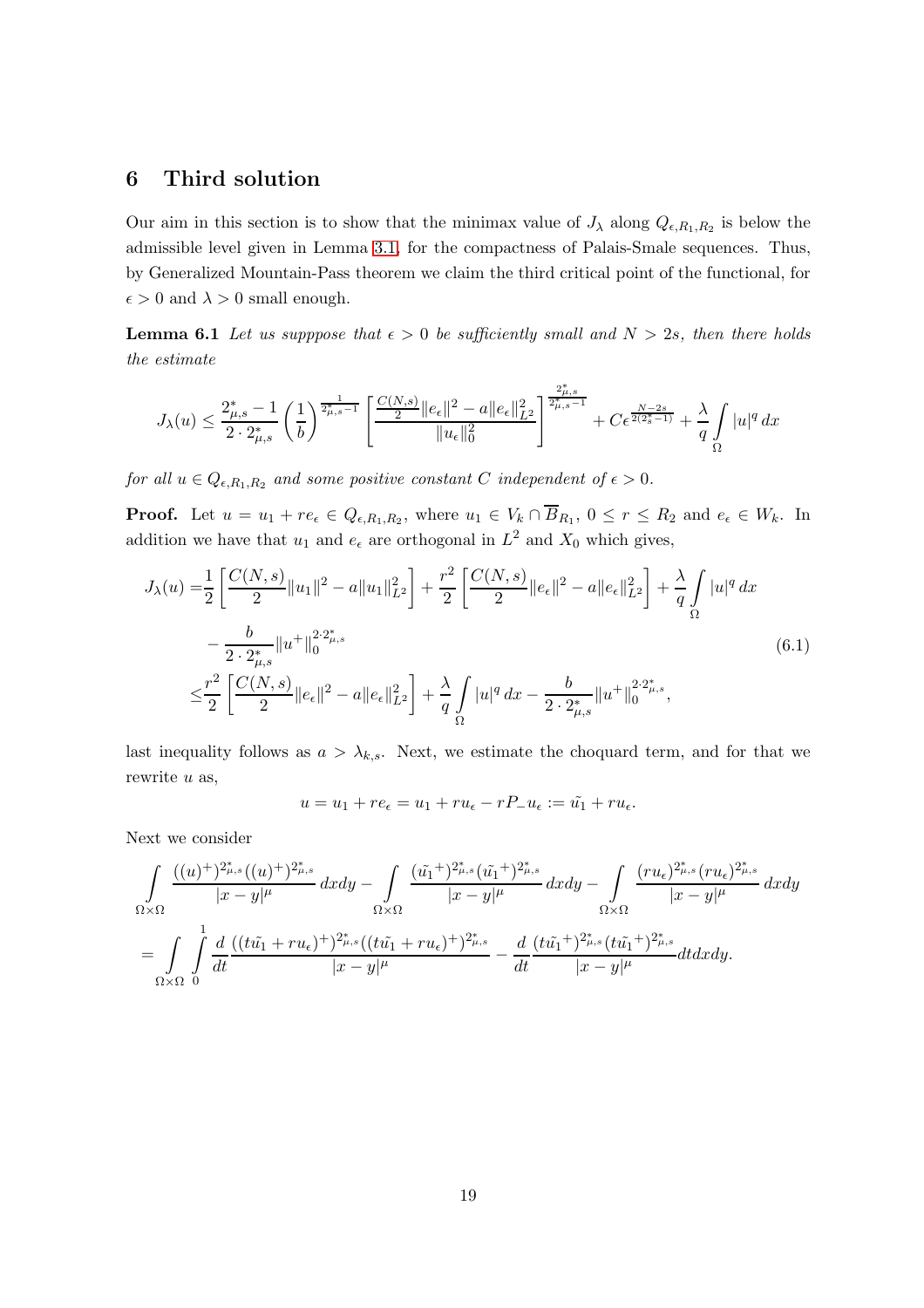# 6 Third solution

Our aim in this section is to show that the minimax value of $J_\lambda$ along $Q_{\epsilon,R_1,R_2}$ is below the admissible level given in Lemma 3.1, for the compactness of Palais-Smale sequences. Thus, by Generalized Mountain-Pass theorem we claim the third critical point of the functional, for $\epsilon > 0$ and $\lambda > 0$ small enough.

**Lemma 6.1** *Let us supppose that $\epsilon > 0$ be sufficiently small and $N > 2s$, then there holds the estimate*

$$J_\lambda(u) \leq \frac{2^*_{\mu,s} - 1}{2 \cdot 2^*_{\mu,s}} \left(\frac{1}{b}\right)^{\frac{1}{2^*_{\mu,s}-1}} \left[\frac{\frac{C(N,s)}{2}\|e_\epsilon\|^2 - a\|e_\epsilon\|^2_{L^2}}{\|u_\epsilon\|_0^2}\right]^{\frac{2^*_{\mu,s}}{2^*_{\mu,s}-1}} + C\epsilon^{\frac{N-2s}{2(2^*_s-1)}} + \frac{\lambda}{q}\int_\Omega |u|^q\, dx$$

*for all $u \in Q_{\epsilon,R_1,R_2}$ and some positive constant $C$ independent of $\epsilon > 0$.*

**Proof.** Let $u = u_1 + re_\epsilon \in Q_{\epsilon,R_1,R_2}$, where $u_1 \in V_k \cap \overline{B}_{R_1}$, $0 \leq r \leq R_2$ and $e_\epsilon \in W_k$. In addition we have that $u_1$ and $e_\epsilon$ are orthogonal in $L^2$ and $X_0$ which gives,

$$\begin{aligned}
J_\lambda(u) =& \frac{1}{2}\left[\frac{C(N,s)}{2}\|u_1\|^2 - a\|u_1\|^2_{L^2}\right] + \frac{r^2}{2}\left[\frac{C(N,s)}{2}\|e_\epsilon\|^2 - a\|e_\epsilon\|^2_{L^2}\right] + \frac{\lambda}{q}\int_\Omega |u|^q\, dx \\
&- \frac{b}{2 \cdot 2^*_{\mu,s}}\|u^+\|_0^{2\cdot 2^*_{\mu,s}} \\
\leq& \frac{r^2}{2}\left[\frac{C(N,s)}{2}\|e_\epsilon\|^2 - a\|e_\epsilon\|^2_{L^2}\right] + \frac{\lambda}{q}\int_\Omega |u|^q\, dx - \frac{b}{2 \cdot 2^*_{\mu,s}}\|u^+\|_0^{2\cdot 2^*_{\mu,s}},
\end{aligned} \tag{6.1}$$

last inequality follows as $a > \lambda_{k,s}$. Next, we estimate the choquard term, and for that we rewrite $u$ as,

$$u = u_1 + re_\epsilon = u_1 + ru_\epsilon - rP_-u_\epsilon := \tilde{u_1} + ru_\epsilon.$$

Next we consider

$$\begin{aligned}
&\int_{\Omega\times\Omega} \frac{((u)^+)^{2^*_{\mu,s}}((u)^+)^{2^*_{\mu,s}}}{|x-y|^\mu}\, dxdy - \int_{\Omega\times\Omega} \frac{(\tilde{u_1}^+)^{2^*_{\mu,s}}(\tilde{u_1}^+)^{2^*_{\mu,s}}}{|x-y|^\mu}\, dxdy - \int_{\Omega\times\Omega} \frac{(ru_\epsilon)^{2^*_{\mu,s}}(ru_\epsilon)^{2^*_{\mu,s}}}{|x-y|^\mu}\, dxdy \\
&= \int_{\Omega\times\Omega}\int_0^1 \frac{d}{dt}\frac{((t\tilde{u_1} + ru_\epsilon)^+)^{2^*_{\mu,s}}((t\tilde{u_1} + ru_\epsilon)^+)^{2^*_{\mu,s}}}{|x-y|^\mu} - \frac{d}{dt}\frac{(t\tilde{u_1}^+)^{2^*_{\mu,s}}(t\tilde{u_1}^+)^{2^*_{\mu,s}}}{|x-y|^\mu} dtdxdy.
\end{aligned}$$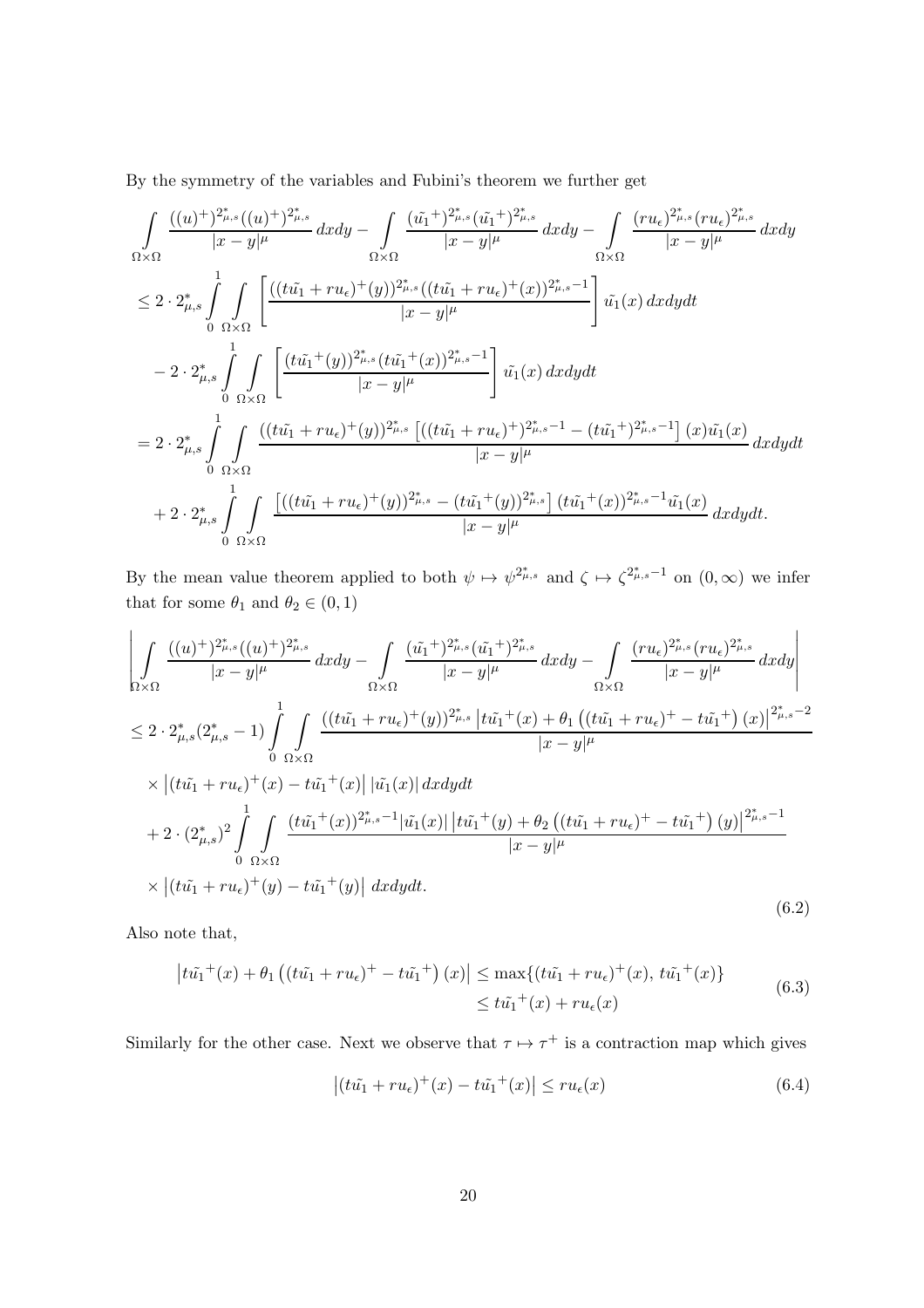By the symmetry of the variables and Fubini's theorem we further get

$$
\begin{aligned}
&\int\limits_{\Omega\times\Omega} \frac{((u)^+)^{2^*_{\mu,s}}((u)^+)^{2^*_{\mu,s}}}{|x-y|^\mu}\,dxdy - \int\limits_{\Omega\times\Omega} \frac{(\tilde{u_1}^+)^{2^*_{\mu,s}}(\tilde{u_1}^+)^{2^*_{\mu,s}}}{|x-y|^\mu}\,dxdy - \int\limits_{\Omega\times\Omega} \frac{(ru_\epsilon)^{2^*_{\mu,s}}(ru_\epsilon)^{2^*_{\mu,s}}}{|x-y|^\mu}\,dxdy \\
&\leq 2\cdot 2^*_{\mu,s}\int\limits_0^1\int\limits_{\Omega\times\Omega}\left[\frac{((t\tilde{u_1}+ru_\epsilon)^+(y))^{2^*_{\mu,s}}((t\tilde{u_1}+ru_\epsilon)^+(x))^{2^*_{\mu,s}-1}}{|x-y|^\mu}\right]\tilde{u_1}(x)\,dxdydt \\
&\quad - 2\cdot 2^*_{\mu,s}\int\limits_0^1\int\limits_{\Omega\times\Omega}\left[\frac{(t\tilde{u_1}^+(y))^{2^*_{\mu,s}}(t\tilde{u_1}^+(x))^{2^*_{\mu,s}-1}}{|x-y|^\mu}\right]\tilde{u_1}(x)\,dxdydt \\
&= 2\cdot 2^*_{\mu,s}\int\limits_0^1\int\limits_{\Omega\times\Omega}\frac{((t\tilde{u_1}+ru_\epsilon)^+(y))^{2^*_{\mu,s}}\left[((t\tilde{u_1}+ru_\epsilon)^+)^{2^*_{\mu,s}-1}-(t\tilde{u_1}^+)^{2^*_{\mu,s}-1}\right](x)\tilde{u_1}(x)}{|x-y|^\mu}\,dxdydt \\
&\quad + 2\cdot 2^*_{\mu,s}\int\limits_0^1\int\limits_{\Omega\times\Omega}\frac{\left[((t\tilde{u_1}+ru_\epsilon)^+(y))^{2^*_{\mu,s}}-(t\tilde{u_1}^+(y))^{2^*_{\mu,s}}\right](t\tilde{u_1}^+(x))^{2^*_{\mu,s}-1}\tilde{u_1}(x)}{|x-y|^\mu}\,dxdydt.
\end{aligned}
$$

By the mean value theorem applied to both $\psi \mapsto \psi^{2^*_{\mu,s}}$ and $\zeta \mapsto \zeta^{2^*_{\mu,s}-1}$ on $(0,\infty)$ we infer that for some $\theta_1$ and $\theta_2 \in (0,1)$

$$
\begin{aligned}
&\left|\int\limits_{\Omega\times\Omega} \frac{((u)^+)^{2^*_{\mu,s}}((u)^+)^{2^*_{\mu,s}}}{|x-y|^\mu}\,dxdy - \int\limits_{\Omega\times\Omega} \frac{(\tilde{u_1}^+)^{2^*_{\mu,s}}(\tilde{u_1}^+)^{2^*_{\mu,s}}}{|x-y|^\mu}\,dxdy - \int\limits_{\Omega\times\Omega} \frac{(ru_\epsilon)^{2^*_{\mu,s}}(ru_\epsilon)^{2^*_{\mu,s}}}{|x-y|^\mu}\,dxdy\right| \\
&\leq 2\cdot 2^*_{\mu,s}(2^*_{\mu,s}-1)\int\limits_0^1\int\limits_{\Omega\times\Omega}\frac{((t\tilde{u_1}+ru_\epsilon)^+(y))^{2^*_{\mu,s}}\left|t\tilde{u_1}^+(x)+\theta_1\left((t\tilde{u_1}+ru_\epsilon)^+-t\tilde{u_1}^+\right)(x)\right|^{2^*_{\mu,s}-2}}{|x-y|^\mu} \\
&\quad\times\left|(t\tilde{u_1}+ru_\epsilon)^+(x)-t\tilde{u_1}^+(x)\right||\tilde{u_1}(x)|\,dxdydt \\
&\quad + 2\cdot(2^*_{\mu,s})^2\int\limits_0^1\int\limits_{\Omega\times\Omega}\frac{(t\tilde{u_1}^+(x))^{2^*_{\mu,s}-1}|\tilde{u_1}(x)|\left|t\tilde{u_1}^+(y)+\theta_2\left((t\tilde{u_1}+ru_\epsilon)^+-t\tilde{u_1}^+\right)(y)\right|^{2^*_{\mu,s}-1}}{|x-y|^\mu} \\
&\quad\times\left|(t\tilde{u_1}+ru_\epsilon)^+(y)-t\tilde{u_1}^+(y)\right|\,dxdydt.
\end{aligned}
\tag{6.2}
$$

Also note that,

$$
\begin{aligned}
\left|t\tilde{u_1}^+(x)+\theta_1\left((t\tilde{u_1}+ru_\epsilon)^+-t\tilde{u_1}^+\right)(x)\right| &\leq \max\{(t\tilde{u_1}+ru_\epsilon)^+(x),\, t\tilde{u_1}^+(x)\} \\
&\leq t\tilde{u_1}^+(x)+ru_\epsilon(x)
\end{aligned}
\tag{6.3}
$$

Similarly for the other case. Next we observe that $\tau \mapsto \tau^+$ is a contraction map which gives

$$
\left|(t\tilde{u_1}+ru_\epsilon)^+(x)-t\tilde{u_1}^+(x)\right| \leq ru_\epsilon(x) \tag{6.4}
$$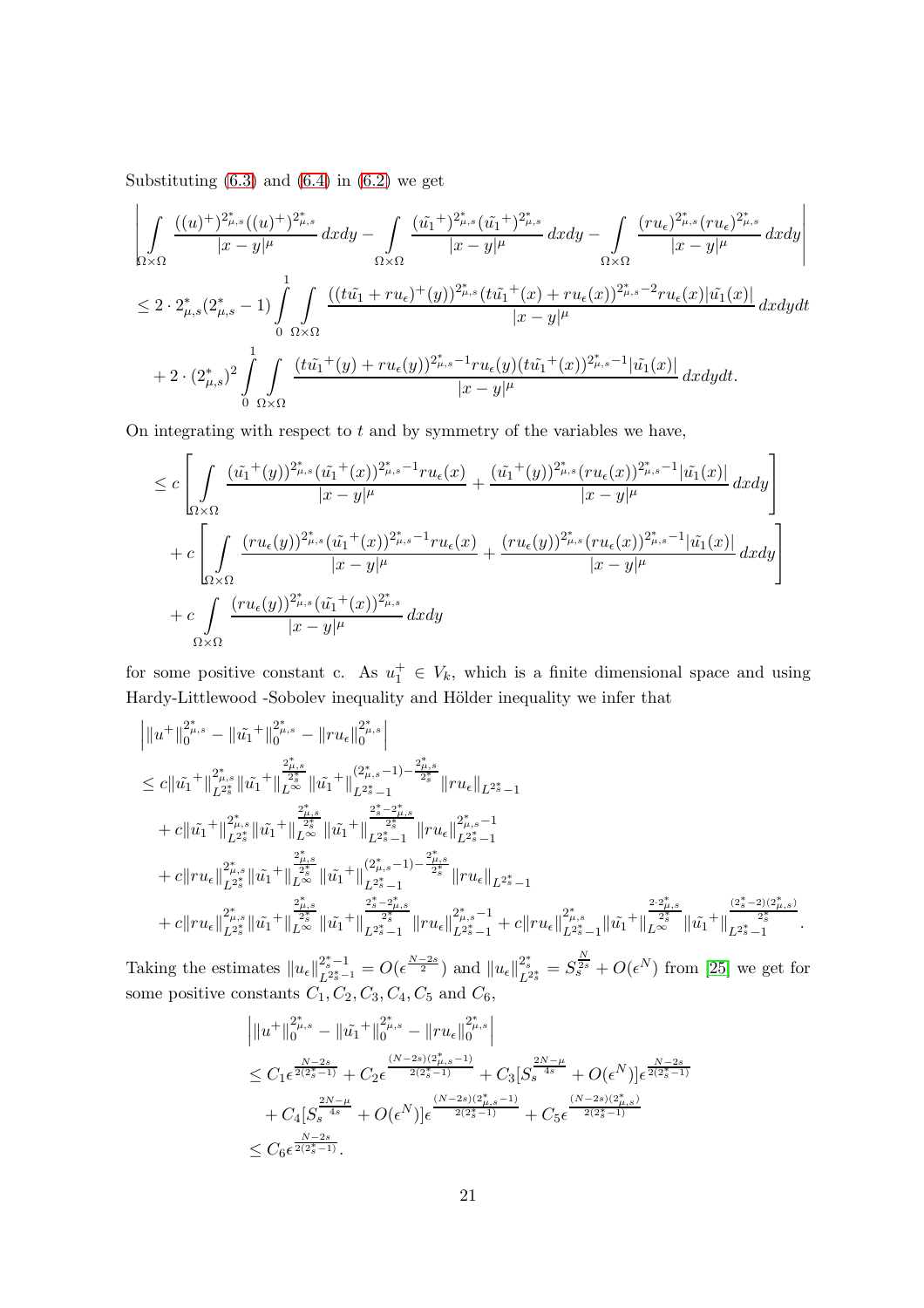Substituting (6.3) and (6.4) in (6.2) we get

$$
\begin{aligned}
&\left| \int\limits_{\Omega\times\Omega} \frac{((u)^+)^{2^*_{\mu,s}}((u)^+)^{2^*_{\mu,s}}}{|x-y|^{\mu}}\,dxdy - \int\limits_{\Omega\times\Omega} \frac{(\tilde{u_1}^+)^{2^*_{\mu,s}}(\tilde{u_1}^+)^{2^*_{\mu,s}}}{|x-y|^{\mu}}\,dxdy - \int\limits_{\Omega\times\Omega} \frac{(ru_\epsilon)^{2^*_{\mu,s}}(ru_\epsilon)^{2^*_{\mu,s}}}{|x-y|^{\mu}}\,dxdy \right| \\
&\leq 2\cdot 2^*_{\mu,s}(2^*_{\mu,s}-1)\int\limits_0^1 \int\limits_{\Omega\times\Omega} \frac{((t\tilde{u_1}+ru_\epsilon)^+(y))^{2^*_{\mu,s}}(t\tilde{u_1}^+(x)+ru_\epsilon(x))^{2^*_{\mu,s}-2}ru_\epsilon(x)|\tilde{u_1}(x)|}{|x-y|^{\mu}}\,dxdydt \\
&\quad + 2\cdot (2^*_{\mu,s})^2 \int\limits_0^1 \int\limits_{\Omega\times\Omega} \frac{(t\tilde{u_1}^+(y)+ru_\epsilon(y))^{2^*_{\mu,s}-1}ru_\epsilon(y)(t\tilde{u_1}^+(x))^{2^*_{\mu,s}-1}|\tilde{u_1}(x)|}{|x-y|^{\mu}}\,dxdydt.
\end{aligned}
$$

On integrating with respect to $t$ and by symmetry of the variables we have,

$$
\begin{aligned}
&\leq c\left[\int\limits_{\Omega\times\Omega} \frac{(\tilde{u_1}^+(y))^{2^*_{\mu,s}}(\tilde{u_1}^+(x))^{2^*_{\mu,s}-1}ru_\epsilon(x)}{|x-y|^{\mu}} + \frac{(\tilde{u_1}^+(y))^{2^*_{\mu,s}}(ru_\epsilon(x))^{2^*_{\mu,s}-1}|\tilde{u_1}(x)|}{|x-y|^{\mu}}\,dxdy\right] \\
&\quad + c\left[\int\limits_{\Omega\times\Omega} \frac{(ru_\epsilon(y))^{2^*_{\mu,s}}(\tilde{u_1}^+(x))^{2^*_{\mu,s}-1}ru_\epsilon(x)}{|x-y|^{\mu}} + \frac{(ru_\epsilon(y))^{2^*_{\mu,s}}(ru_\epsilon(x))^{2^*_{\mu,s}-1}|\tilde{u_1}(x)|}{|x-y|^{\mu}}\,dxdy\right] \\
&\quad + c\int\limits_{\Omega\times\Omega} \frac{(ru_\epsilon(y))^{2^*_{\mu,s}}(\tilde{u_1}^+(x))^{2^*_{\mu,s}}}{|x-y|^{\mu}}\,dxdy
\end{aligned}
$$

for some positive constant c. As $u_1^+ \in V_k$, which is a finite dimensional space and using Hardy-Littlewood -Sobolev inequality and Hölder inequality we infer that

$$
\begin{aligned}
&\left| \|u^+\|_0^{2^*_{\mu,s}} - \|\tilde{u_1}^+\|_0^{2^*_{\mu,s}} - \|ru_\epsilon\|_0^{2^*_{\mu,s}} \right| \\
&\leq c\|\tilde{u_1}^+\|_{L^{2^*_s}}^{2^*_{\mu,s}} \|\tilde{u_1}^+\|_{L^\infty}^{\frac{2^*_{\mu,s}}{2^*_s}} \|\tilde{u_1}^+\|_{L^{2^*_s-1}}^{(2^*_{\mu,s}-1)-\frac{2^*_{\mu,s}}{2^*_s}} \|ru_\epsilon\|_{L^{2^*_s-1}} \\
&\quad + c\|\tilde{u_1}^+\|_{L^{2^*_s}}^{2^*_{\mu,s}} \|\tilde{u_1}^+\|_{L^\infty}^{\frac{2^*_{\mu,s}}{2^*_s}} \|\tilde{u_1}^+\|_{L^{2^*_s-1}}^{\frac{2^*_s-2^*_{\mu,s}}{2^*_s}} \|ru_\epsilon\|_{L^{2^*_s-1}}^{2^*_{\mu,s}-1} \\
&\quad + c\|ru_\epsilon\|_{L^{2^*_s}}^{2^*_{\mu,s}} \|\tilde{u_1}^+\|_{L^\infty}^{\frac{2^*_{\mu,s}}{2^*_s}} \|\tilde{u_1}^+\|_{L^{2^*_s-1}}^{(2^*_{\mu,s}-1)-\frac{2^*_{\mu,s}}{2^*_s}} \|ru_\epsilon\|_{L^{2^*_s-1}} \\
&\quad + c\|ru_\epsilon\|_{L^{2^*_s}}^{2^*_{\mu,s}} \|\tilde{u_1}^+\|_{L^\infty}^{\frac{2^*_{\mu,s}}{2^*_s}} \|\tilde{u_1}^+\|_{L^{2^*_s-1}}^{\frac{2^*_s-2^*_{\mu,s}}{2^*_s}} \|ru_\epsilon\|_{L^{2^*_s-1}}^{2^*_{\mu,s}-1} + c\|ru_\epsilon\|_{L^{2^*_s-1}}^{2^*_{\mu,s}} \|\tilde{u_1}^+\|_{L^\infty}^{\frac{2\cdot 2^*_{\mu,s}}{2^*_s}} \|\tilde{u_1}^+\|_{L^{2^*_s-1}}^{\frac{(2^*_s-2)(2^*_{\mu,s})}{2^*_s}}.
\end{aligned}
$$

Taking the estimates $\|u_\epsilon\|_{L^{2^*_s-1}}^{2^*_s-1} = O(\epsilon^{\frac{N-2s}{2}})$ and $\|u_\epsilon\|_{L^{2^*_s}}^{2^*_s} = S_s^{\frac{N}{2s}} + O(\epsilon^N)$ from [25] we get for some positive constants $C_1, C_2, C_3, C_4, C_5$ and $C_6$,

$$
\begin{aligned}
&\left| \|u^+\|_0^{2^*_{\mu,s}} - \|\tilde{u_1}^+\|_0^{2^*_{\mu,s}} - \|ru_\epsilon\|_0^{2^*_{\mu,s}} \right| \\
&\leq C_1\epsilon^{\frac{N-2s}{2(2^*_s-1)}} + C_2\epsilon^{\frac{(N-2s)(2^*_{\mu,s}-1)}{2(2^*_s-1)}} + C_3[S_s^{\frac{2N-\mu}{4s}} + O(\epsilon^N)]\epsilon^{\frac{N-2s}{2(2^*_s-1)}} \\
&\quad + C_4[S_s^{\frac{2N-\mu}{4s}} + O(\epsilon^N)]\epsilon^{\frac{(N-2s)(2^*_{\mu,s}-1)}{2(2^*_s-1)}} + C_5\epsilon^{\frac{(N-2s)(2^*_{\mu,s})}{2(2^*_s-1)}} \\
&\leq C_6\epsilon^{\frac{N-2s}{2(2^*_s-1)}}.
\end{aligned}
$$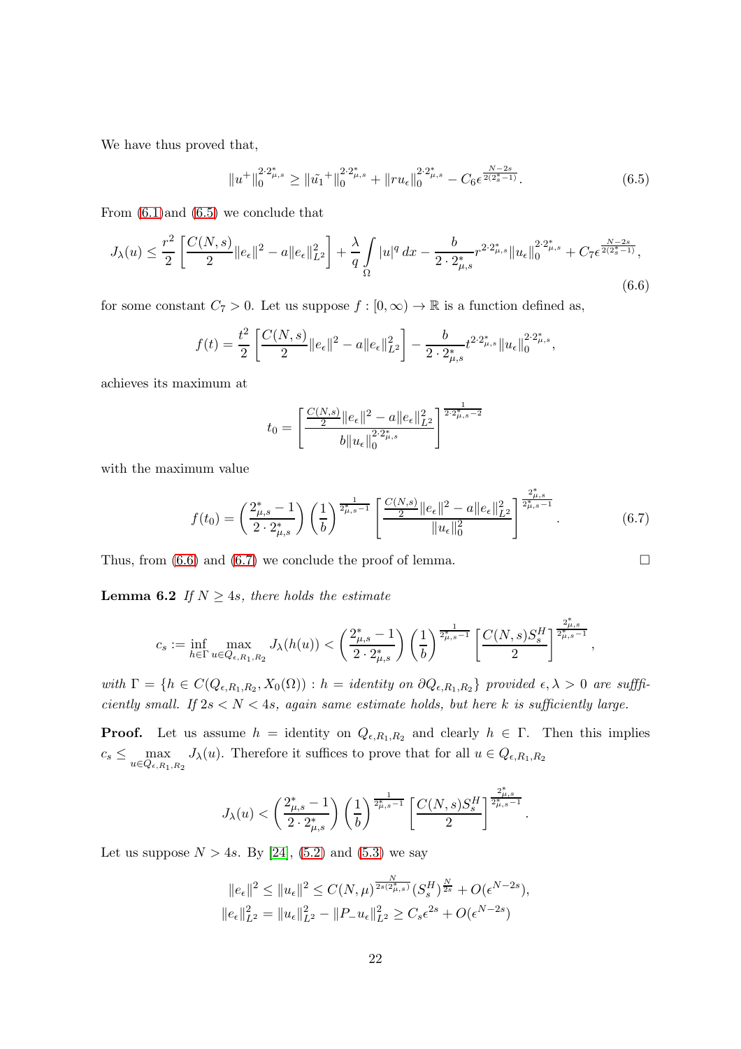We have thus proved that,

$$\|u^+\|_0^{2\cdot 2^*_{\mu,s}} \geq \|\tilde{u_1}^+\|_0^{2\cdot 2^*_{\mu,s}} + \|ru_\epsilon\|_0^{2\cdot 2^*_{\mu,s}} - C_6\epsilon^{\frac{N-2s}{2(2^*_s-1)}}. \tag{6.5}$$

From (6.1)and (6.5) we conclude that

$$J_\lambda(u) \leq \frac{r^2}{2}\left[\frac{C(N,s)}{2}\|e_\epsilon\|^2 - a\|e_\epsilon\|_{L^2}^2\right] + \frac{\lambda}{q}\int\limits_\Omega |u|^q\,dx - \frac{b}{2\cdot 2^*_{\mu,s}}r^{2\cdot 2^*_{\mu,s}}\|u_\epsilon\|_0^{2\cdot 2^*_{\mu,s}} + C_7\epsilon^{\frac{N-2s}{2(2^*_s-1)}}, \tag{6.6}$$

for some constant $C_7 > 0$. Let us suppose $f : [0,\infty) \to \mathbb{R}$ is a function defined as,

$$f(t) = \frac{t^2}{2}\left[\frac{C(N,s)}{2}\|e_\epsilon\|^2 - a\|e_\epsilon\|_{L^2}^2\right] - \frac{b}{2\cdot 2^*_{\mu,s}}t^{2\cdot 2^*_{\mu,s}}\|u_\epsilon\|_0^{2\cdot 2^*_{\mu,s}},$$

achieves its maximum at

$$t_0 = \left[\frac{\frac{C(N,s)}{2}\|e_\epsilon\|^2 - a\|e_\epsilon\|_{L^2}^2}{b\|u_\epsilon\|_0^{2\cdot 2^*_{\mu,s}}}\right]^{\frac{1}{2\cdot 2^*_{\mu,s}-2}}$$

with the maximum value

$$f(t_0) = \left(\frac{2^*_{\mu,s}-1}{2\cdot 2^*_{\mu,s}}\right)\left(\frac{1}{b}\right)^{\frac{1}{2^*_{\mu,s}-1}}\left[\frac{\frac{C(N,s)}{2}\|e_\epsilon\|^2 - a\|e_\epsilon\|_{L^2}^2}{\|u_\epsilon\|_0^2}\right]^{\frac{2^*_{\mu,s}}{2^*_{\mu,s}-1}}. \tag{6.7}$$

Thus, from (6.6) and (6.7) we conclude the proof of lemma. □

**Lemma 6.2** *If $N \geq 4s$, there holds the estimate*

$$c_s := \inf_{h\in\Gamma}\max_{u\in Q_{\epsilon,R_1,R_2}} J_\lambda(h(u)) < \left(\frac{2^*_{\mu,s}-1}{2\cdot 2^*_{\mu,s}}\right)\left(\frac{1}{b}\right)^{\frac{1}{2^*_{\mu,s}-1}}\left[\frac{C(N,s)S_s^H}{2}\right]^{\frac{2^*_{\mu,s}}{2^*_{\mu,s}-1}},$$

*with $\Gamma = \{h \in C(Q_{\epsilon,R_1,R_2}, X_0(\Omega)) : h = \text{identity on } \partial Q_{\epsilon,R_1,R_2}\}$ provided $\epsilon, \lambda > 0$ are suffficiently small. If $2s < N < 4s$, again same estimate holds, but here $k$ is sufficiently large.*

**Proof.** Let us assume $h$ = identity on $Q_{\epsilon,R_1,R_2}$ and clearly $h \in \Gamma$. Then this implies $c_s \leq \max\limits_{u\in Q_{\epsilon,R_1,R_2}} J_\lambda(u)$. Therefore it suffices to prove that for all $u \in Q_{\epsilon,R_1,R_2}$

$$J_\lambda(u) < \left(\frac{2^*_{\mu,s}-1}{2\cdot 2^*_{\mu,s}}\right)\left(\frac{1}{b}\right)^{\frac{1}{2^*_{\mu,s}-1}}\left[\frac{C(N,s)S_s^H}{2}\right]^{\frac{2^*_{\mu,s}}{2^*_{\mu,s}-1}}.$$

Let us suppose $N > 4s$. By [24], (5.2) and (5.3) we say

$$\|e_\epsilon\|^2 \leq \|u_\epsilon\|^2 \leq C(N,\mu)^{\frac{N}{2s(2^*_{\mu,s})}}(S_s^H)^{\frac{N}{2s}} + O(\epsilon^{N-2s}),$$
$$\|e_\epsilon\|_{L^2}^2 = \|u_\epsilon\|_{L^2}^2 - \|P_-u_\epsilon\|_{L^2}^2 \geq C_s\epsilon^{2s} + O(\epsilon^{N-2s})$$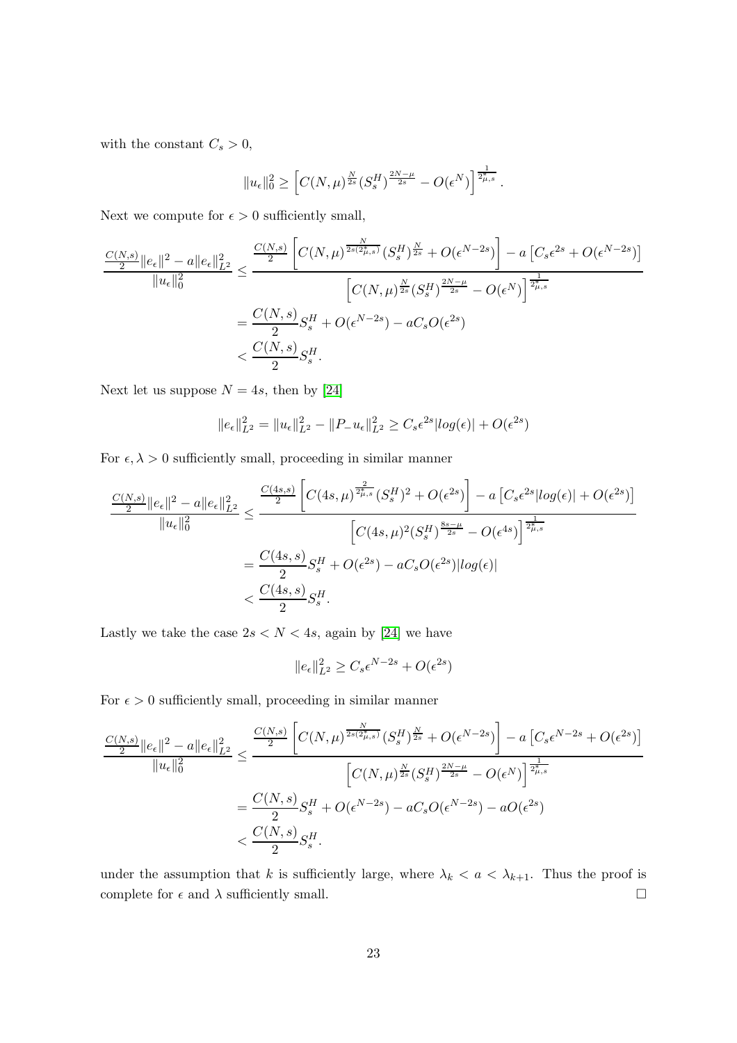with the constant $C_s > 0$,

$$\|u_\epsilon\|_0^2 \geq \left[C(N,\mu)^{\frac{N}{2s}}(S_s^H)^{\frac{2N-\mu}{2s}} - O(\epsilon^N)\right]^{\frac{1}{2^*_{\mu,s}}}.$$

Next we compute for $\epsilon > 0$ sufficiently small,

$$\begin{aligned}
\frac{\frac{C(N,s)}{2}\|e_\epsilon\|^2 - a\|e_\epsilon\|_{L^2}^2}{\|u_\epsilon\|_0^2} &\leq \frac{\frac{C(N,s)}{2}\left[C(N,\mu)^{\frac{N}{2s(2^*_{\mu,s})}}(S_s^H)^{\frac{N}{2s}} + O(\epsilon^{N-2s})\right] - a\left[C_s\epsilon^{2s} + O(\epsilon^{N-2s})\right]}{\left[C(N,\mu)^{\frac{N}{2s}}(S_s^H)^{\frac{2N-\mu}{2s}} - O(\epsilon^N)\right]^{\frac{1}{2^*_{\mu,s}}}} \\
&= \frac{C(N,s)}{2}S_s^H + O(\epsilon^{N-2s}) - aC_sO(\epsilon^{2s}) \\
&< \frac{C(N,s)}{2}S_s^H.
\end{aligned}$$

Next let us suppose $N = 4s$, then by [24]

$$\|e_\epsilon\|_{L^2}^2 = \|u_\epsilon\|_{L^2}^2 - \|P_- u_\epsilon\|_{L^2}^2 \geq C_s\epsilon^{2s}|log(\epsilon)| + O(\epsilon^{2s})$$

For $\epsilon, \lambda > 0$ sufficiently small, proceeding in similar manner

$$\begin{aligned}
\frac{\frac{C(N,s)}{2}\|e_\epsilon\|^2 - a\|e_\epsilon\|_{L^2}^2}{\|u_\epsilon\|_0^2} &\leq \frac{\frac{C(4s,s)}{2}\left[C(4s,\mu)^{\frac{2}{2^*_{\mu,s}}}(S_s^H)^2 + O(\epsilon^{2s})\right] - a\left[C_s\epsilon^{2s}|log(\epsilon)| + O(\epsilon^{2s})\right]}{\left[C(4s,\mu)^2(S_s^H)^{\frac{8s-\mu}{2s}} - O(\epsilon^{4s})\right]^{\frac{1}{2^*_{\mu,s}}}} \\
&= \frac{C(4s,s)}{2}S_s^H + O(\epsilon^{2s}) - aC_sO(\epsilon^{2s})|log(\epsilon)| \\
&< \frac{C(4s,s)}{2}S_s^H.
\end{aligned}$$

Lastly we take the case $2s < N < 4s$, again by [24] we have

$$\|e_\epsilon\|_{L^2}^2 \geq C_s\epsilon^{N-2s} + O(\epsilon^{2s})$$

For $\epsilon > 0$ sufficiently small, proceeding in similar manner

$$\begin{aligned}
\frac{\frac{C(N,s)}{2}\|e_\epsilon\|^2 - a\|e_\epsilon\|_{L^2}^2}{\|u_\epsilon\|_0^2} &\leq \frac{\frac{C(N,s)}{2}\left[C(N,\mu)^{\frac{N}{2s(2^*_{\mu,s})}}(S_s^H)^{\frac{N}{2s}} + O(\epsilon^{N-2s})\right] - a\left[C_s\epsilon^{N-2s} + O(\epsilon^{2s})\right]}{\left[C(N,\mu)^{\frac{N}{2s}}(S_s^H)^{\frac{2N-\mu}{2s}} - O(\epsilon^N)\right]^{\frac{1}{2^*_{\mu,s}}}} \\
&= \frac{C(N,s)}{2}S_s^H + O(\epsilon^{N-2s}) - aC_sO(\epsilon^{N-2s}) - aO(\epsilon^{2s}) \\
&< \frac{C(N,s)}{2}S_s^H.
\end{aligned}$$

under the assumption that $k$ is sufficiently large, where $\lambda_k < a < \lambda_{k+1}$. Thus the proof is complete for $\epsilon$ and $\lambda$ sufficiently small. □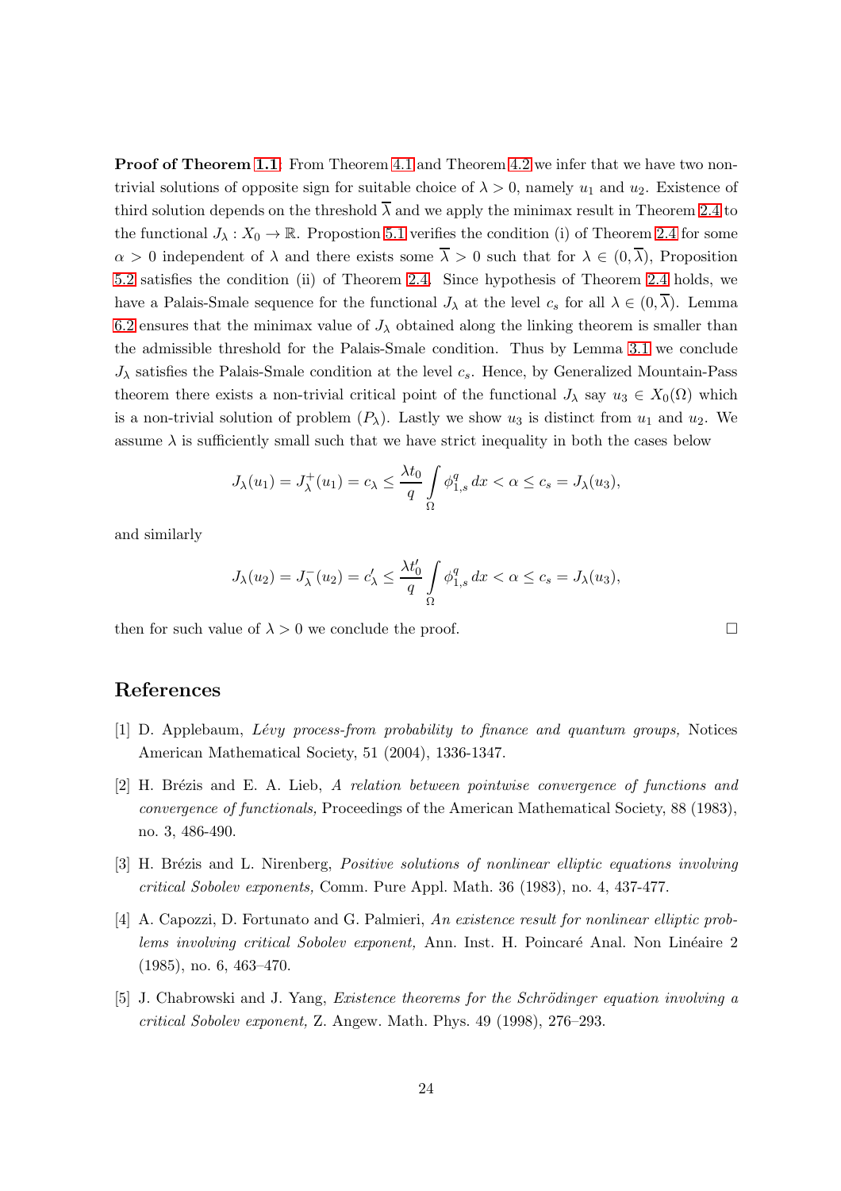**Proof of Theorem 1.1**: From Theorem 4.1 and Theorem 4.2 we infer that we have two non-trivial solutions of opposite sign for suitable choice of $\lambda > 0$, namely $u_1$ and $u_2$. Existence of third solution depends on the threshold $\overline{\lambda}$ and we apply the minimax result in Theorem 2.4 to the functional $J_\lambda : X_0 \to \mathbb{R}$. Propostion 5.1 verifies the condition (i) of Theorem 2.4 for some $\alpha > 0$ independent of $\lambda$ and there exists some $\overline{\lambda} > 0$ such that for $\lambda \in (0, \overline{\lambda})$, Proposition 5.2 satisfies the condition (ii) of Theorem 2.4. Since hypothesis of Theorem 2.4 holds, we have a Palais-Smale sequence for the functional $J_\lambda$ at the level $c_s$ for all $\lambda \in (0, \overline{\lambda})$. Lemma 6.2 ensures that the minimax value of $J_\lambda$ obtained along the linking theorem is smaller than the admissible threshold for the Palais-Smale condition. Thus by Lemma 3.1 we conclude $J_\lambda$ satisfies the Palais-Smale condition at the level $c_s$. Hence, by Generalized Mountain-Pass theorem there exists a non-trivial critical point of the functional $J_\lambda$ say $u_3 \in X_0(\Omega)$ which is a non-trivial solution of problem $(P_\lambda)$. Lastly we show $u_3$ is distinct from $u_1$ and $u_2$. We assume $\lambda$ is sufficiently small such that we have strict inequality in both the cases below

$$J_\lambda(u_1) = J_\lambda^+(u_1) = c_\lambda \leq \frac{\lambda t_0}{q} \int_\Omega \phi_{1,s}^q \, dx < \alpha \leq c_s = J_\lambda(u_3),$$

and similarly

$$J_\lambda(u_2) = J_\lambda^-(u_2) = c'_\lambda \leq \frac{\lambda t'_0}{q} \int_\Omega \phi_{1,s}^q \, dx < \alpha \leq c_s = J_\lambda(u_3),$$

then for such value of $\lambda > 0$ we conclude the proof. □

# References

[1] D. Applebaum, *Lévy process-from probability to finance and quantum groups,* Notices American Mathematical Society, 51 (2004), 1336-1347.

[2] H. Brézis and E. A. Lieb, *A relation between pointwise convergence of functions and convergence of functionals,* Proceedings of the American Mathematical Society, 88 (1983), no. 3, 486-490.

[3] H. Brézis and L. Nirenberg, *Positive solutions of nonlinear elliptic equations involving critical Sobolev exponents,* Comm. Pure Appl. Math. 36 (1983), no. 4, 437-477.

[4] A. Capozzi, D. Fortunato and G. Palmieri, *An existence result for nonlinear elliptic problems involving critical Sobolev exponent,* Ann. Inst. H. Poincaré Anal. Non Linéaire 2 (1985), no. 6, 463–470.

[5] J. Chabrowski and J. Yang, *Existence theorems for the Schrödinger equation involving a critical Sobolev exponent,* Z. Angew. Math. Phys. 49 (1998), 276–293.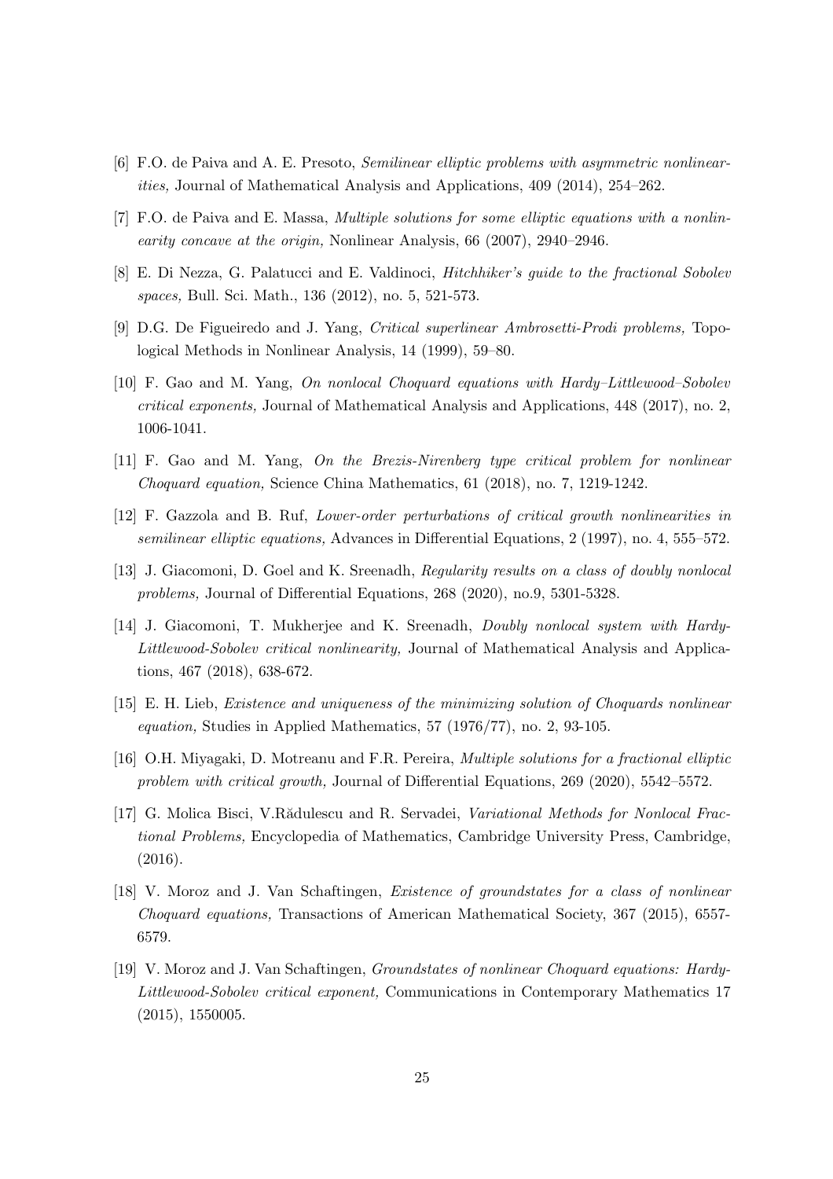[6] F.O. de Paiva and A. E. Presoto, *Semilinear elliptic problems with asymmetric nonlinearities,* Journal of Mathematical Analysis and Applications, 409 (2014), 254–262.

[7] F.O. de Paiva and E. Massa, *Multiple solutions for some elliptic equations with a nonlinearity concave at the origin,* Nonlinear Analysis, 66 (2007), 2940–2946.

[8] E. Di Nezza, G. Palatucci and E. Valdinoci, *Hitchhiker's guide to the fractional Sobolev spaces,* Bull. Sci. Math., 136 (2012), no. 5, 521-573.

[9] D.G. De Figueiredo and J. Yang, *Critical superlinear Ambrosetti-Prodi problems,* Topological Methods in Nonlinear Analysis, 14 (1999), 59–80.

[10] F. Gao and M. Yang, *On nonlocal Choquard equations with Hardy–Littlewood–Sobolev critical exponents,* Journal of Mathematical Analysis and Applications, 448 (2017), no. 2, 1006-1041.

[11] F. Gao and M. Yang, *On the Brezis-Nirenberg type critical problem for nonlinear Choquard equation,* Science China Mathematics, 61 (2018), no. 7, 1219-1242.

[12] F. Gazzola and B. Ruf, *Lower-order perturbations of critical growth nonlinearities in semilinear elliptic equations,* Advances in Differential Equations, 2 (1997), no. 4, 555–572.

[13] J. Giacomoni, D. Goel and K. Sreenadh, *Regularity results on a class of doubly nonlocal problems,* Journal of Differential Equations, 268 (2020), no.9, 5301-5328.

[14] J. Giacomoni, T. Mukherjee and K. Sreenadh, *Doubly nonlocal system with Hardy-Littlewood-Sobolev critical nonlinearity,* Journal of Mathematical Analysis and Applications, 467 (2018), 638-672.

[15] E. H. Lieb, *Existence and uniqueness of the minimizing solution of Choquards nonlinear equation,* Studies in Applied Mathematics, 57 (1976/77), no. 2, 93-105.

[16] O.H. Miyagaki, D. Motreanu and F.R. Pereira, *Multiple solutions for a fractional elliptic problem with critical growth,* Journal of Differential Equations, 269 (2020), 5542–5572.

[17] G. Molica Bisci, V.Rădulescu and R. Servadei, *Variational Methods for Nonlocal Fractional Problems,* Encyclopedia of Mathematics, Cambridge University Press, Cambridge, (2016).

[18] V. Moroz and J. Van Schaftingen, *Existence of groundstates for a class of nonlinear Choquard equations,* Transactions of American Mathematical Society, 367 (2015), 6557-6579.

[19] V. Moroz and J. Van Schaftingen, *Groundstates of nonlinear Choquard equations: Hardy-Littlewood-Sobolev critical exponent,* Communications in Contemporary Mathematics 17 (2015), 1550005.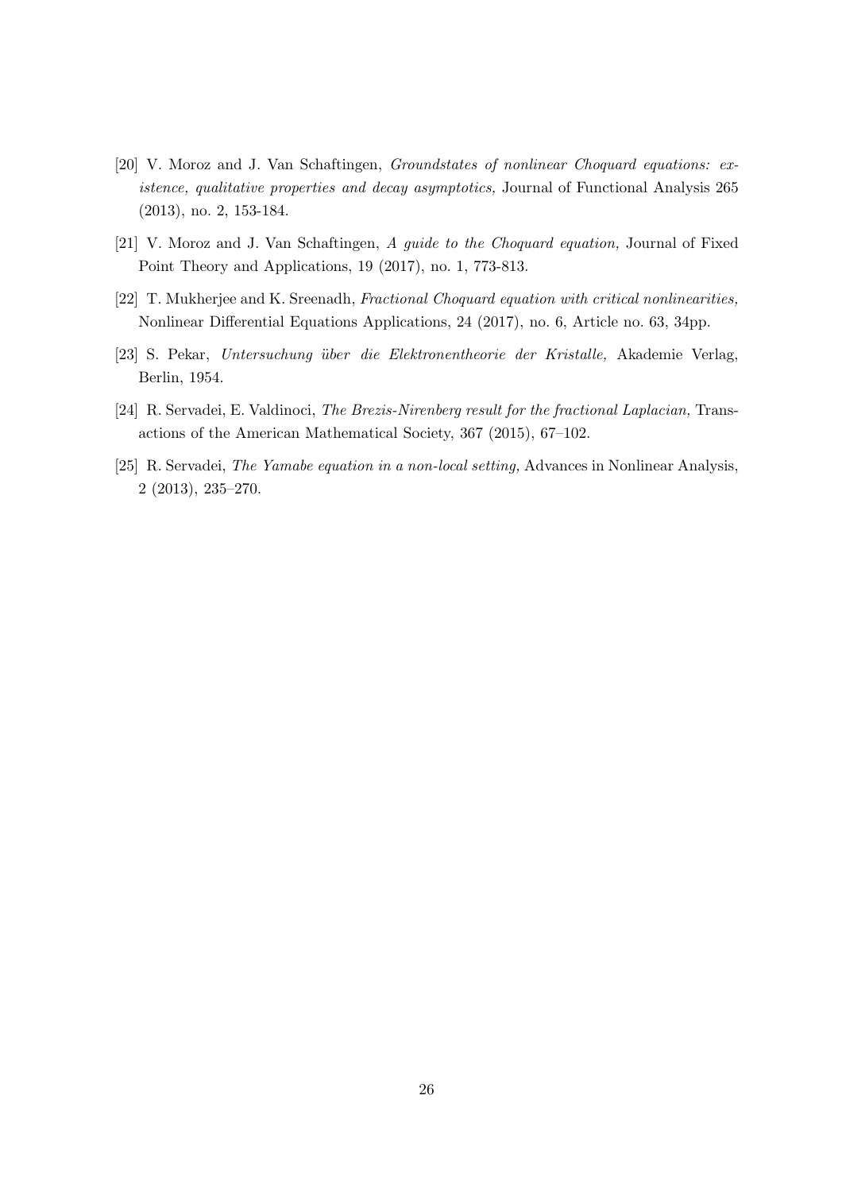[20] V. Moroz and J. Van Schaftingen, *Groundstates of nonlinear Choquard equations: existence, qualitative properties and decay asymptotics,* Journal of Functional Analysis 265 (2013), no. 2, 153-184.

[21] V. Moroz and J. Van Schaftingen, *A guide to the Choquard equation,* Journal of Fixed Point Theory and Applications, 19 (2017), no. 1, 773-813.

[22] T. Mukherjee and K. Sreenadh, *Fractional Choquard equation with critical nonlinearities,* Nonlinear Differential Equations Applications, 24 (2017), no. 6, Article no. 63, 34pp.

[23] S. Pekar, *Untersuchung über die Elektronentheorie der Kristalle,* Akademie Verlag, Berlin, 1954.

[24] R. Servadei, E. Valdinoci, *The Brezis-Nirenberg result for the fractional Laplacian,* Transactions of the American Mathematical Society, 367 (2015), 67–102.

[25] R. Servadei, *The Yamabe equation in a non-local setting,* Advances in Nonlinear Analysis, 2 (2013), 235–270.